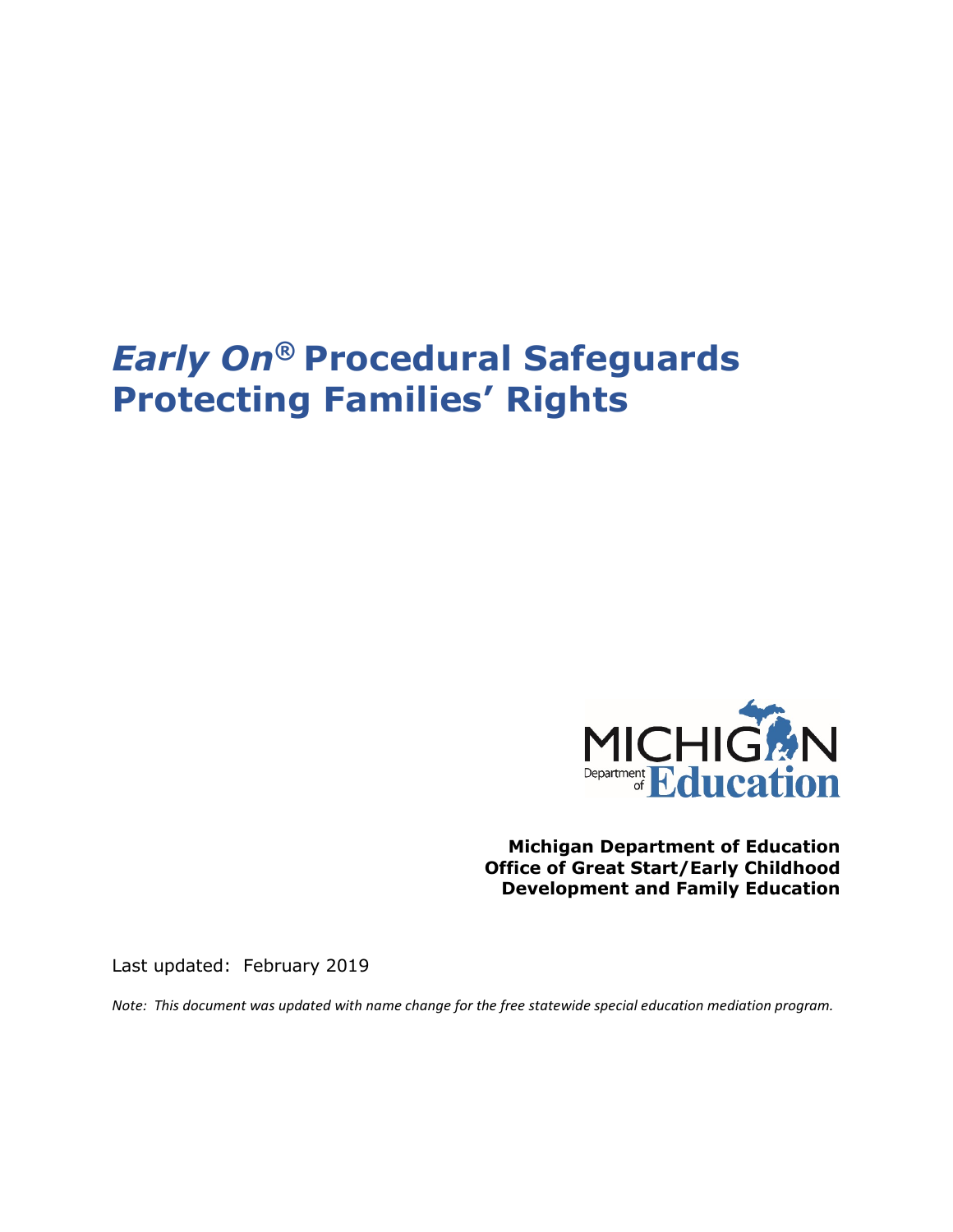# *Early On®* Procedural Safeguards Protecting Families' Rights

MICHIGAN Department of Education

**Michigan Department of Education**
**Office of Great Start/Early Childhood Development and Family Education**

Last updated: February 2019

*Note: This document was updated with name change for the free statewide special education mediation program.*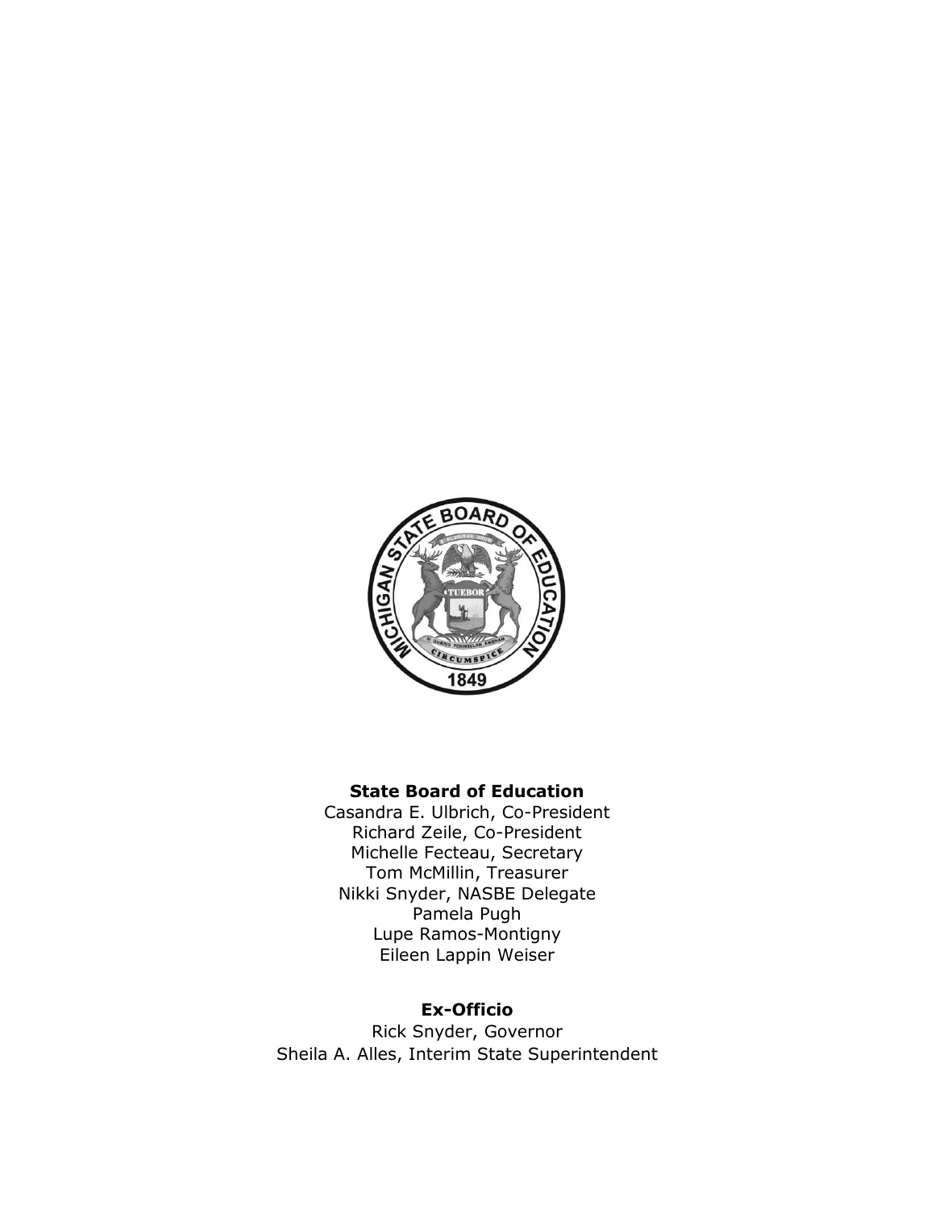**State Board of Education**

Casandra E. Ulbrich, Co-President
Richard Zeile, Co-President
Michelle Fecteau, Secretary
Tom McMillin, Treasurer
Nikki Snyder, NASBE Delegate
Pamela Pugh
Lupe Ramos-Montigny
Eileen Lappin Weiser

**Ex-Officio**

Rick Snyder, Governor
Sheila A. Alles, Interim State Superintendent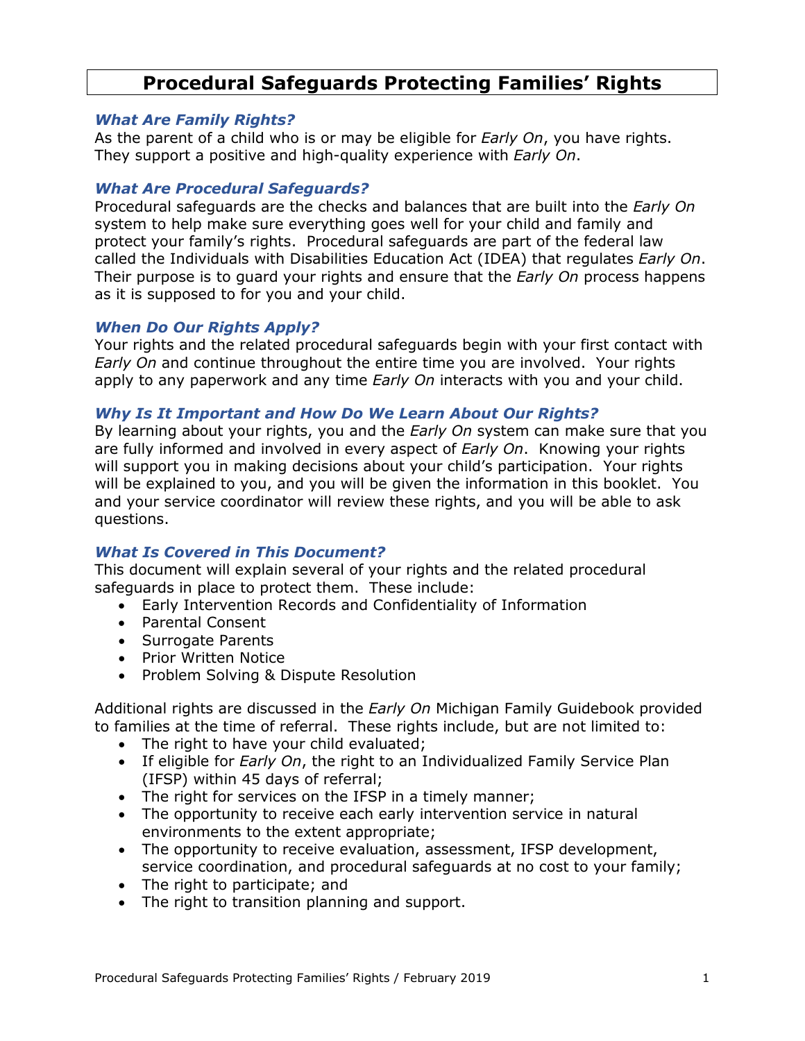# Procedural Safeguards Protecting Families' Rights

### *What Are Family Rights?*

As the parent of a child who is or may be eligible for *Early On*, you have rights. They support a positive and high-quality experience with *Early On*.

### *What Are Procedural Safeguards?*

Procedural safeguards are the checks and balances that are built into the *Early On* system to help make sure everything goes well for your child and family and protect your family's rights. Procedural safeguards are part of the federal law called the Individuals with Disabilities Education Act (IDEA) that regulates *Early On*. Their purpose is to guard your rights and ensure that the *Early On* process happens as it is supposed to for you and your child.

### *When Do Our Rights Apply?*

Your rights and the related procedural safeguards begin with your first contact with *Early On* and continue throughout the entire time you are involved. Your rights apply to any paperwork and any time *Early On* interacts with you and your child.

### *Why Is It Important and How Do We Learn About Our Rights?*

By learning about your rights, you and the *Early On* system can make sure that you are fully informed and involved in every aspect of *Early On*. Knowing your rights will support you in making decisions about your child's participation. Your rights will be explained to you, and you will be given the information in this booklet. You and your service coordinator will review these rights, and you will be able to ask questions.

### *What Is Covered in This Document?*

This document will explain several of your rights and the related procedural safeguards in place to protect them. These include:

- Early Intervention Records and Confidentiality of Information
- Parental Consent
- Surrogate Parents
- Prior Written Notice
- Problem Solving & Dispute Resolution

Additional rights are discussed in the *Early On* Michigan Family Guidebook provided to families at the time of referral. These rights include, but are not limited to:

- The right to have your child evaluated;
- If eligible for *Early On*, the right to an Individualized Family Service Plan (IFSP) within 45 days of referral;
- The right for services on the IFSP in a timely manner;
- The opportunity to receive each early intervention service in natural environments to the extent appropriate;
- The opportunity to receive evaluation, assessment, IFSP development, service coordination, and procedural safeguards at no cost to your family;
- The right to participate; and
- The right to transition planning and support.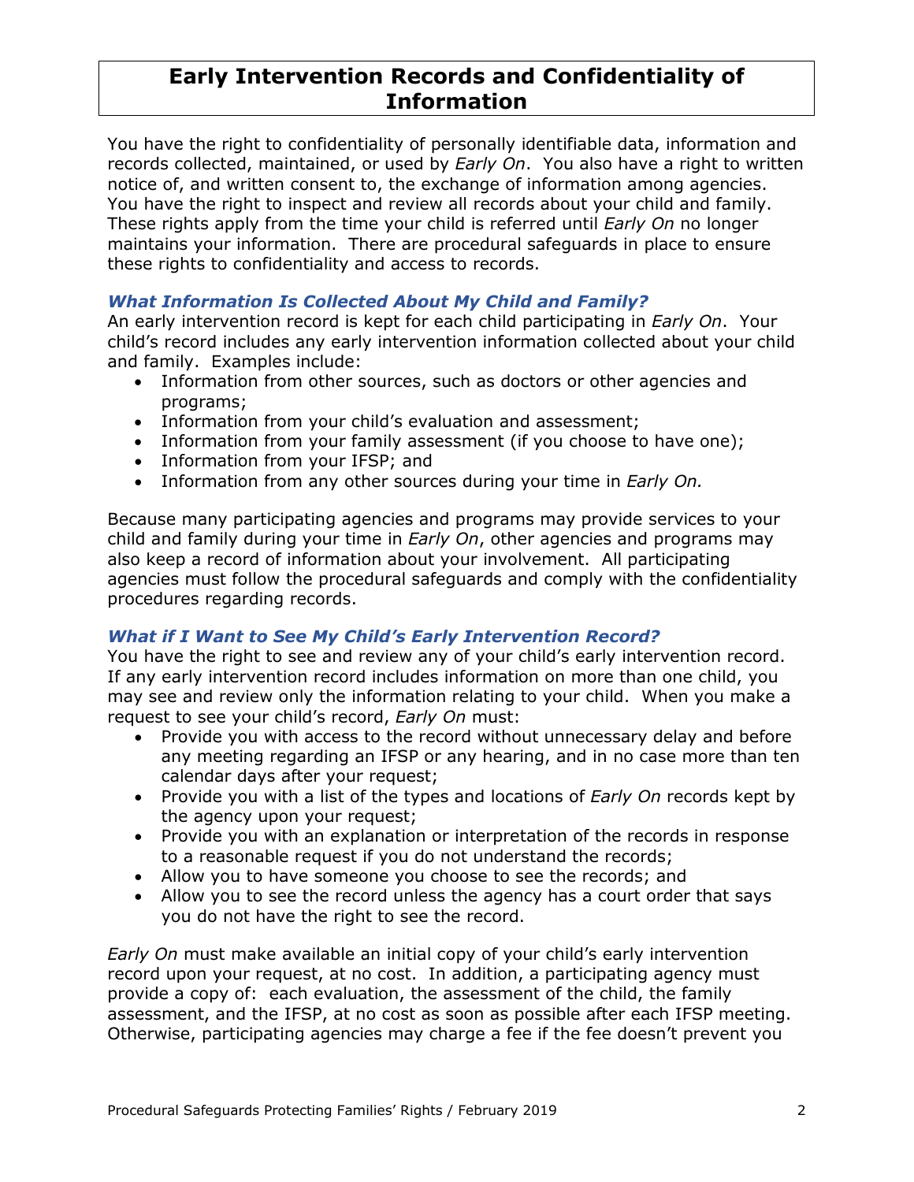# Early Intervention Records and Confidentiality of Information

You have the right to confidentiality of personally identifiable data, information and records collected, maintained, or used by *Early On*. You also have a right to written notice of, and written consent to, the exchange of information among agencies. You have the right to inspect and review all records about your child and family. These rights apply from the time your child is referred until *Early On* no longer maintains your information. There are procedural safeguards in place to ensure these rights to confidentiality and access to records.

### *What Information Is Collected About My Child and Family?*

An early intervention record is kept for each child participating in *Early On*. Your child's record includes any early intervention information collected about your child and family. Examples include:

- Information from other sources, such as doctors or other agencies and programs;
- Information from your child's evaluation and assessment;
- Information from your family assessment (if you choose to have one);
- Information from your IFSP; and
- Information from any other sources during your time in *Early On.*

Because many participating agencies and programs may provide services to your child and family during your time in *Early On*, other agencies and programs may also keep a record of information about your involvement. All participating agencies must follow the procedural safeguards and comply with the confidentiality procedures regarding records.

### *What if I Want to See My Child's Early Intervention Record?*

You have the right to see and review any of your child's early intervention record. If any early intervention record includes information on more than one child, you may see and review only the information relating to your child. When you make a request to see your child's record, *Early On* must:

- Provide you with access to the record without unnecessary delay and before any meeting regarding an IFSP or any hearing, and in no case more than ten calendar days after your request;
- Provide you with a list of the types and locations of *Early On* records kept by the agency upon your request;
- Provide you with an explanation or interpretation of the records in response to a reasonable request if you do not understand the records;
- Allow you to have someone you choose to see the records; and
- Allow you to see the record unless the agency has a court order that says you do not have the right to see the record.

*Early On* must make available an initial copy of your child's early intervention record upon your request, at no cost. In addition, a participating agency must provide a copy of: each evaluation, the assessment of the child, the family assessment, and the IFSP, at no cost as soon as possible after each IFSP meeting. Otherwise, participating agencies may charge a fee if the fee doesn't prevent you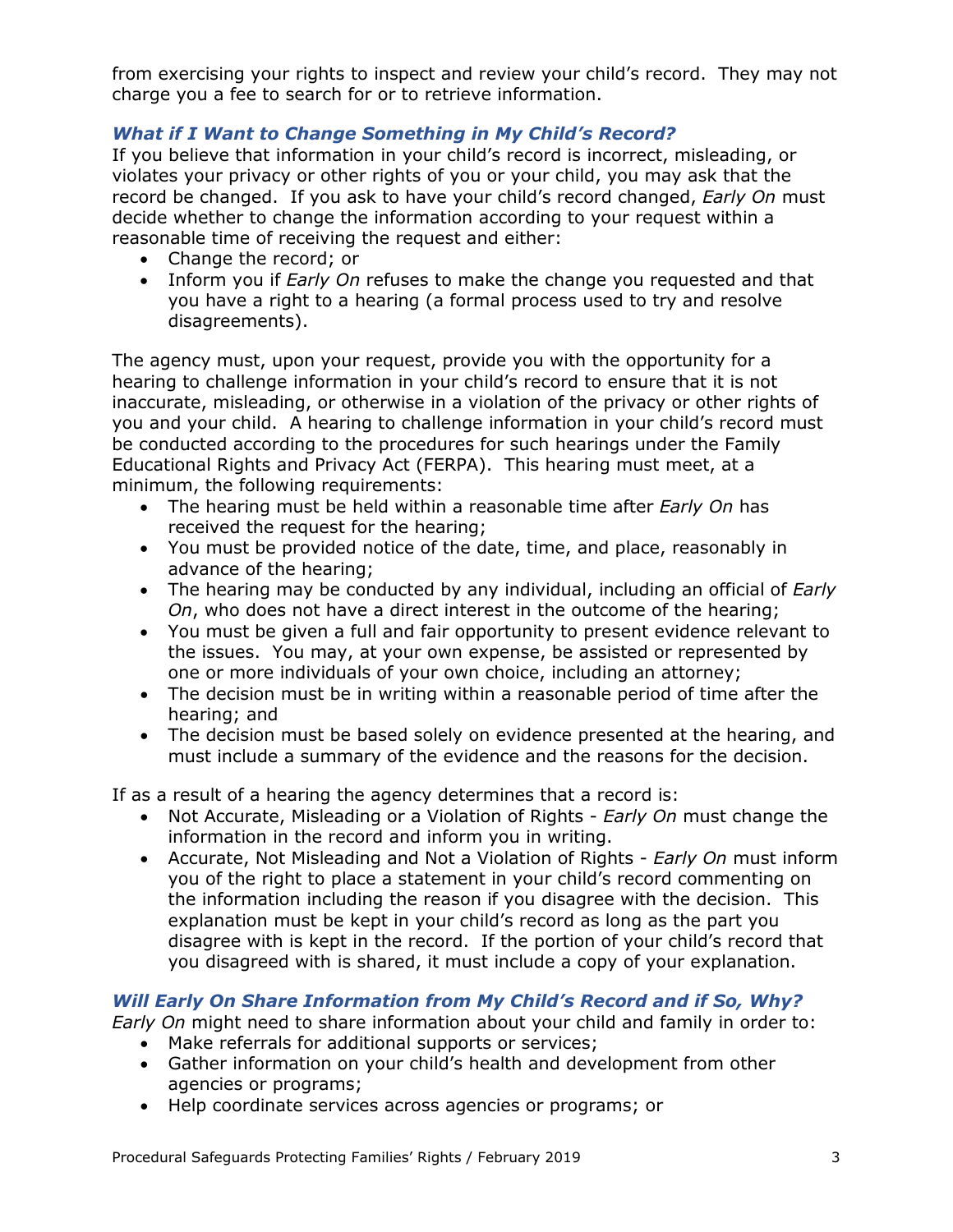from exercising your rights to inspect and review your child's record. They may not charge you a fee to search for or to retrieve information.

### *What if I Want to Change Something in My Child's Record?*

If you believe that information in your child's record is incorrect, misleading, or violates your privacy or other rights of you or your child, you may ask that the record be changed. If you ask to have your child's record changed, *Early On* must decide whether to change the information according to your request within a reasonable time of receiving the request and either:

- Change the record; or
- Inform you if *Early On* refuses to make the change you requested and that you have a right to a hearing (a formal process used to try and resolve disagreements).

The agency must, upon your request, provide you with the opportunity for a hearing to challenge information in your child's record to ensure that it is not inaccurate, misleading, or otherwise in a violation of the privacy or other rights of you and your child. A hearing to challenge information in your child's record must be conducted according to the procedures for such hearings under the Family Educational Rights and Privacy Act (FERPA). This hearing must meet, at a minimum, the following requirements:

- The hearing must be held within a reasonable time after *Early On* has received the request for the hearing;
- You must be provided notice of the date, time, and place, reasonably in advance of the hearing;
- The hearing may be conducted by any individual, including an official of *Early On*, who does not have a direct interest in the outcome of the hearing;
- You must be given a full and fair opportunity to present evidence relevant to the issues. You may, at your own expense, be assisted or represented by one or more individuals of your own choice, including an attorney;
- The decision must be in writing within a reasonable period of time after the hearing; and
- The decision must be based solely on evidence presented at the hearing, and must include a summary of the evidence and the reasons for the decision.

If as a result of a hearing the agency determines that a record is:

- Not Accurate, Misleading or a Violation of Rights - *Early On* must change the information in the record and inform you in writing.
- Accurate, Not Misleading and Not a Violation of Rights - *Early On* must inform you of the right to place a statement in your child's record commenting on the information including the reason if you disagree with the decision. This explanation must be kept in your child's record as long as the part you disagree with is kept in the record. If the portion of your child's record that you disagreed with is shared, it must include a copy of your explanation.

### *Will Early On Share Information from My Child's Record and if So, Why?*

*Early On* might need to share information about your child and family in order to:

- Make referrals for additional supports or services;
- Gather information on your child's health and development from other agencies or programs;
- Help coordinate services across agencies or programs; or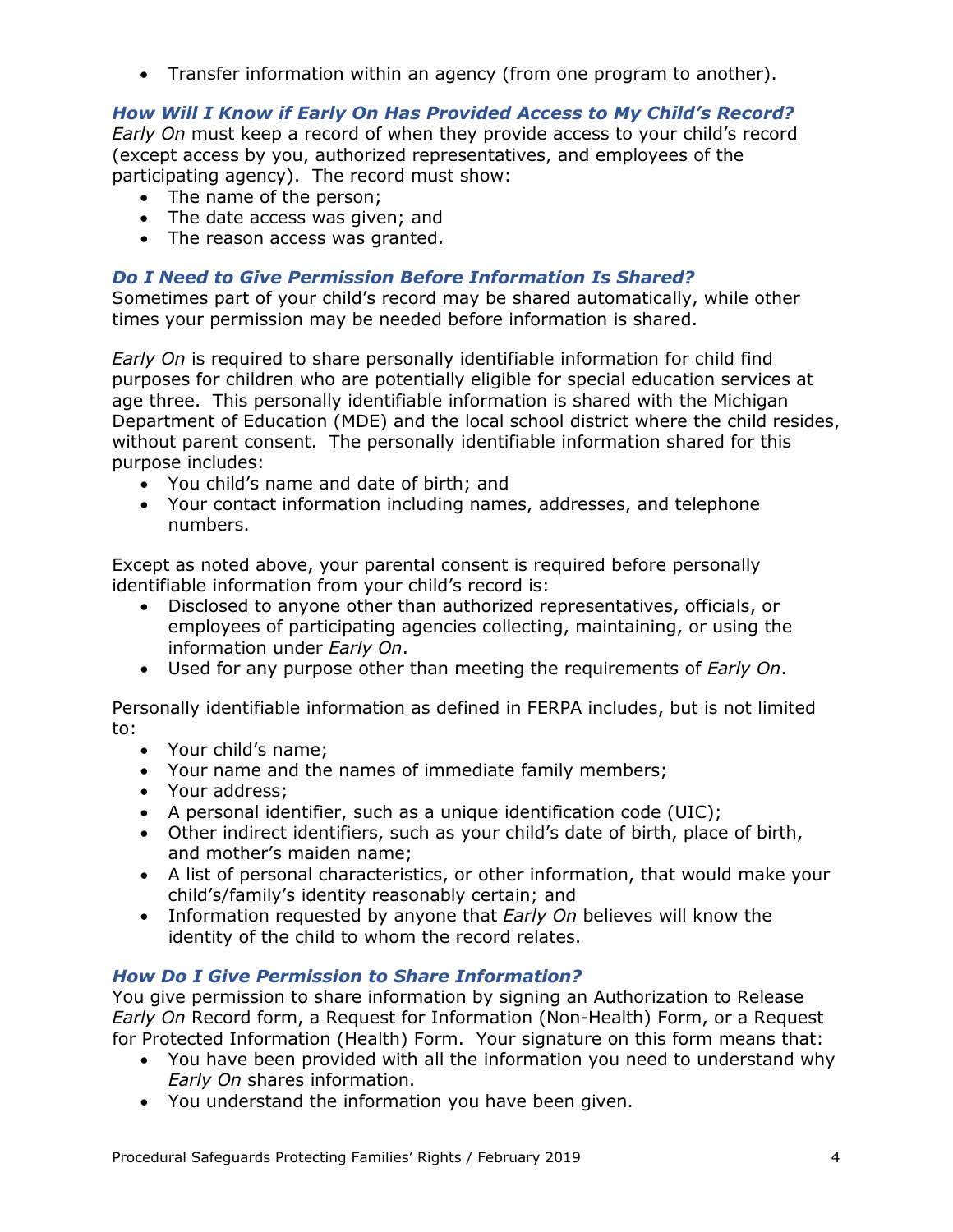- Transfer information within an agency (from one program to another).

### *How Will I Know if Early On Has Provided Access to My Child's Record?*

*Early On* must keep a record of when they provide access to your child's record (except access by you, authorized representatives, and employees of the participating agency). The record must show:

- The name of the person;
- The date access was given; and
- The reason access was granted.

### *Do I Need to Give Permission Before Information Is Shared?*

Sometimes part of your child's record may be shared automatically, while other times your permission may be needed before information is shared.

*Early On* is required to share personally identifiable information for child find purposes for children who are potentially eligible for special education services at age three. This personally identifiable information is shared with the Michigan Department of Education (MDE) and the local school district where the child resides, without parent consent. The personally identifiable information shared for this purpose includes:

- You child's name and date of birth; and
- Your contact information including names, addresses, and telephone numbers.

Except as noted above, your parental consent is required before personally identifiable information from your child's record is:

- Disclosed to anyone other than authorized representatives, officials, or employees of participating agencies collecting, maintaining, or using the information under *Early On*.
- Used for any purpose other than meeting the requirements of *Early On*.

Personally identifiable information as defined in FERPA includes, but is not limited to:

- Your child's name;
- Your name and the names of immediate family members;
- Your address;
- A personal identifier, such as a unique identification code (UIC);
- Other indirect identifiers, such as your child's date of birth, place of birth, and mother's maiden name;
- A list of personal characteristics, or other information, that would make your child's/family's identity reasonably certain; and
- Information requested by anyone that *Early On* believes will know the identity of the child to whom the record relates.

### *How Do I Give Permission to Share Information?*

You give permission to share information by signing an Authorization to Release *Early On* Record form, a Request for Information (Non-Health) Form, or a Request for Protected Information (Health) Form. Your signature on this form means that:

- You have been provided with all the information you need to understand why *Early On* shares information.
- You understand the information you have been given.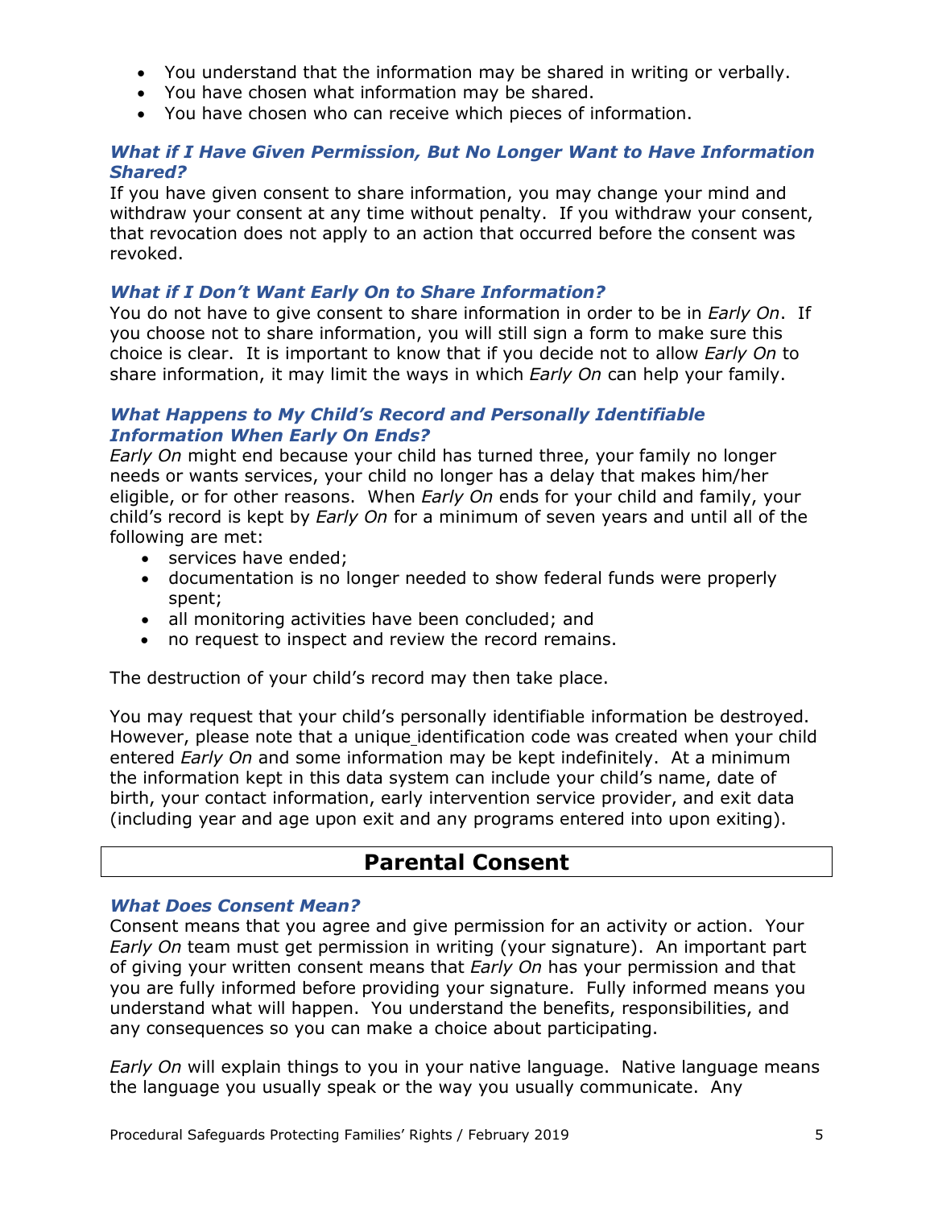- You understand that the information may be shared in writing or verbally.
- You have chosen what information may be shared.
- You have chosen who can receive which pieces of information.

### *What if I Have Given Permission, But No Longer Want to Have Information Shared?*

If you have given consent to share information, you may change your mind and withdraw your consent at any time without penalty. If you withdraw your consent, that revocation does not apply to an action that occurred before the consent was revoked.

### *What if I Don't Want Early On to Share Information?*

You do not have to give consent to share information in order to be in *Early On*. If you choose not to share information, you will still sign a form to make sure this choice is clear. It is important to know that if you decide not to allow *Early On* to share information, it may limit the ways in which *Early On* can help your family.

### *What Happens to My Child's Record and Personally Identifiable Information When Early On Ends?*

*Early On* might end because your child has turned three, your family no longer needs or wants services, your child no longer has a delay that makes him/her eligible, or for other reasons. When *Early On* ends for your child and family, your child's record is kept by *Early On* for a minimum of seven years and until all of the following are met:

- services have ended;
- documentation is no longer needed to show federal funds were properly spent;
- all monitoring activities have been concluded; and
- no request to inspect and review the record remains.

The destruction of your child's record may then take place.

You may request that your child's personally identifiable information be destroyed. However, please note that a unique identification code was created when your child entered *Early On* and some information may be kept indefinitely. At a minimum the information kept in this data system can include your child's name, date of birth, your contact information, early intervention service provider, and exit data (including year and age upon exit and any programs entered into upon exiting).

## Parental Consent

### *What Does Consent Mean?*

Consent means that you agree and give permission for an activity or action. Your *Early On* team must get permission in writing (your signature). An important part of giving your written consent means that *Early On* has your permission and that you are fully informed before providing your signature. Fully informed means you understand what will happen. You understand the benefits, responsibilities, and any consequences so you can make a choice about participating.

*Early On* will explain things to you in your native language. Native language means the language you usually speak or the way you usually communicate. Any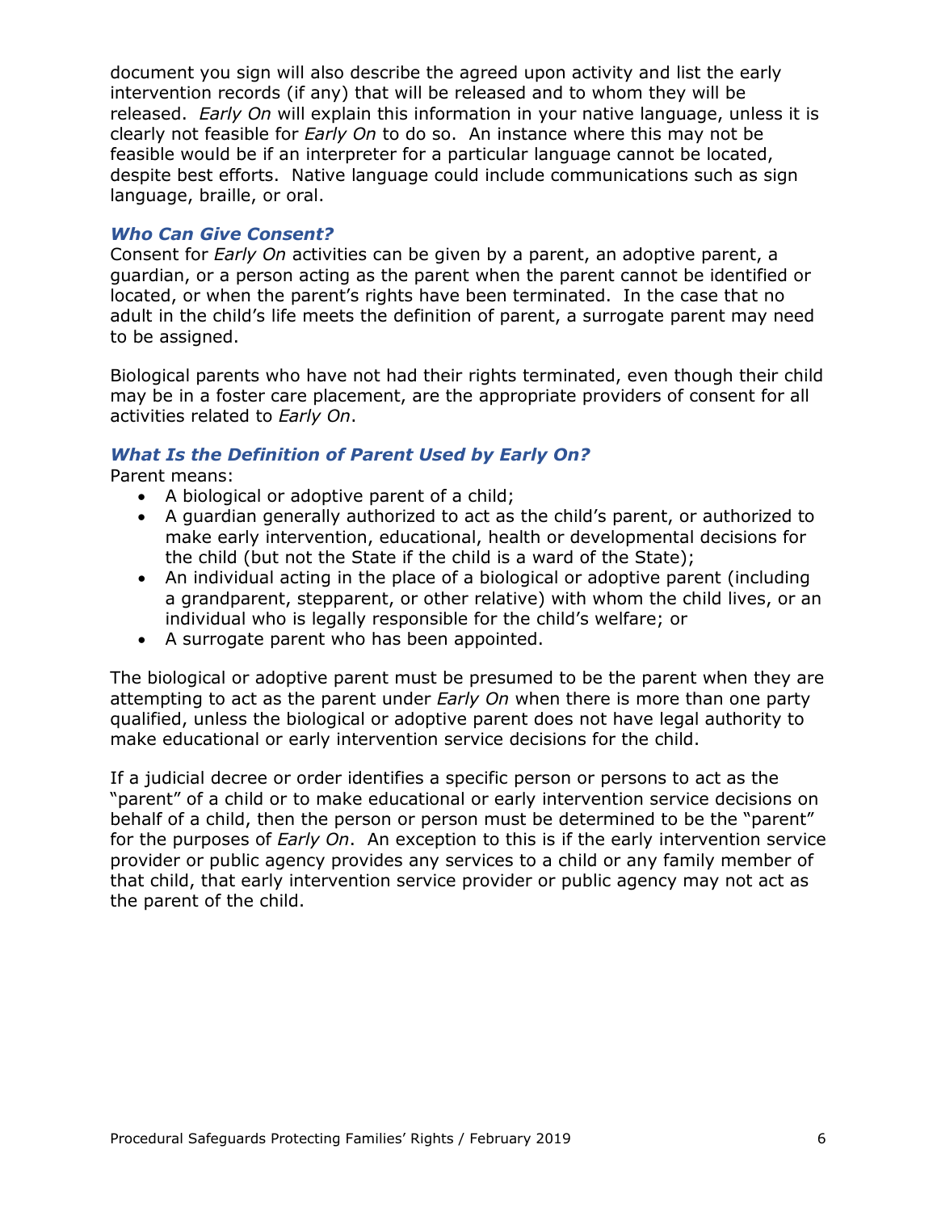document you sign will also describe the agreed upon activity and list the early intervention records (if any) that will be released and to whom they will be released. *Early On* will explain this information in your native language, unless it is clearly not feasible for *Early On* to do so. An instance where this may not be feasible would be if an interpreter for a particular language cannot be located, despite best efforts. Native language could include communications such as sign language, braille, or oral.

### *Who Can Give Consent?*

Consent for *Early On* activities can be given by a parent, an adoptive parent, a guardian, or a person acting as the parent when the parent cannot be identified or located, or when the parent's rights have been terminated. In the case that no adult in the child's life meets the definition of parent, a surrogate parent may need to be assigned.

Biological parents who have not had their rights terminated, even though their child may be in a foster care placement, are the appropriate providers of consent for all activities related to *Early On*.

### *What Is the Definition of Parent Used by Early On?*

Parent means:

- A biological or adoptive parent of a child;
- A guardian generally authorized to act as the child's parent, or authorized to make early intervention, educational, health or developmental decisions for the child (but not the State if the child is a ward of the State);
- An individual acting in the place of a biological or adoptive parent (including a grandparent, stepparent, or other relative) with whom the child lives, or an individual who is legally responsible for the child's welfare; or
- A surrogate parent who has been appointed.

The biological or adoptive parent must be presumed to be the parent when they are attempting to act as the parent under *Early On* when there is more than one party qualified, unless the biological or adoptive parent does not have legal authority to make educational or early intervention service decisions for the child.

If a judicial decree or order identifies a specific person or persons to act as the "parent" of a child or to make educational or early intervention service decisions on behalf of a child, then the person or person must be determined to be the "parent" for the purposes of *Early On*. An exception to this is if the early intervention service provider or public agency provides any services to a child or any family member of that child, that early intervention service provider or public agency may not act as the parent of the child.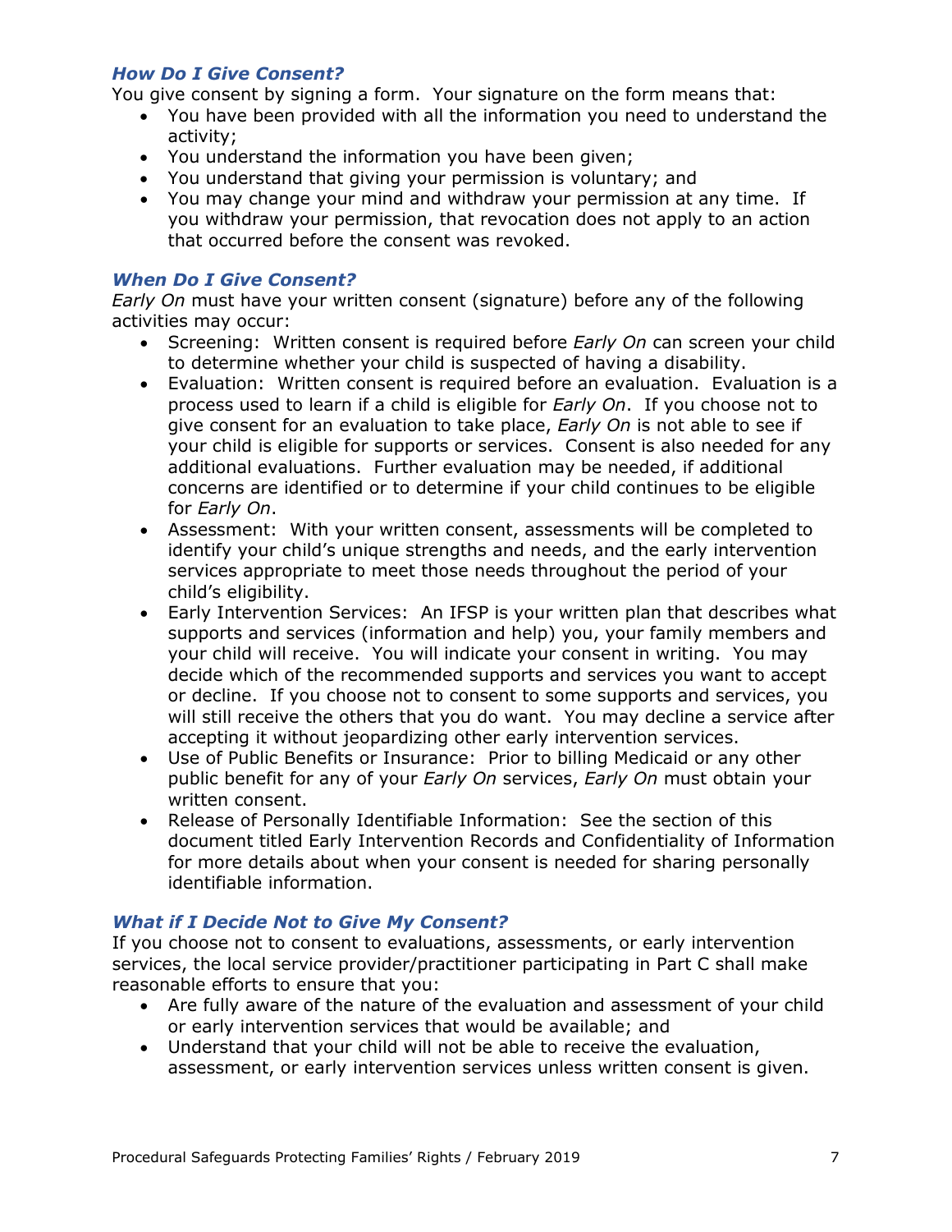### *How Do I Give Consent?*

You give consent by signing a form. Your signature on the form means that:

- You have been provided with all the information you need to understand the activity;
- You understand the information you have been given;
- You understand that giving your permission is voluntary; and
- You may change your mind and withdraw your permission at any time. If you withdraw your permission, that revocation does not apply to an action that occurred before the consent was revoked.

### *When Do I Give Consent?*

*Early On* must have your written consent (signature) before any of the following activities may occur:

- Screening: Written consent is required before *Early On* can screen your child to determine whether your child is suspected of having a disability.
- Evaluation: Written consent is required before an evaluation. Evaluation is a process used to learn if a child is eligible for *Early On*. If you choose not to give consent for an evaluation to take place, *Early On* is not able to see if your child is eligible for supports or services. Consent is also needed for any additional evaluations. Further evaluation may be needed, if additional concerns are identified or to determine if your child continues to be eligible for *Early On*.
- Assessment: With your written consent, assessments will be completed to identify your child's unique strengths and needs, and the early intervention services appropriate to meet those needs throughout the period of your child's eligibility.
- Early Intervention Services: An IFSP is your written plan that describes what supports and services (information and help) you, your family members and your child will receive. You will indicate your consent in writing. You may decide which of the recommended supports and services you want to accept or decline. If you choose not to consent to some supports and services, you will still receive the others that you do want. You may decline a service after accepting it without jeopardizing other early intervention services.
- Use of Public Benefits or Insurance: Prior to billing Medicaid or any other public benefit for any of your *Early On* services, *Early On* must obtain your written consent.
- Release of Personally Identifiable Information: See the section of this document titled Early Intervention Records and Confidentiality of Information for more details about when your consent is needed for sharing personally identifiable information.

### *What if I Decide Not to Give My Consent?*

If you choose not to consent to evaluations, assessments, or early intervention services, the local service provider/practitioner participating in Part C shall make reasonable efforts to ensure that you:

- Are fully aware of the nature of the evaluation and assessment of your child or early intervention services that would be available; and
- Understand that your child will not be able to receive the evaluation, assessment, or early intervention services unless written consent is given.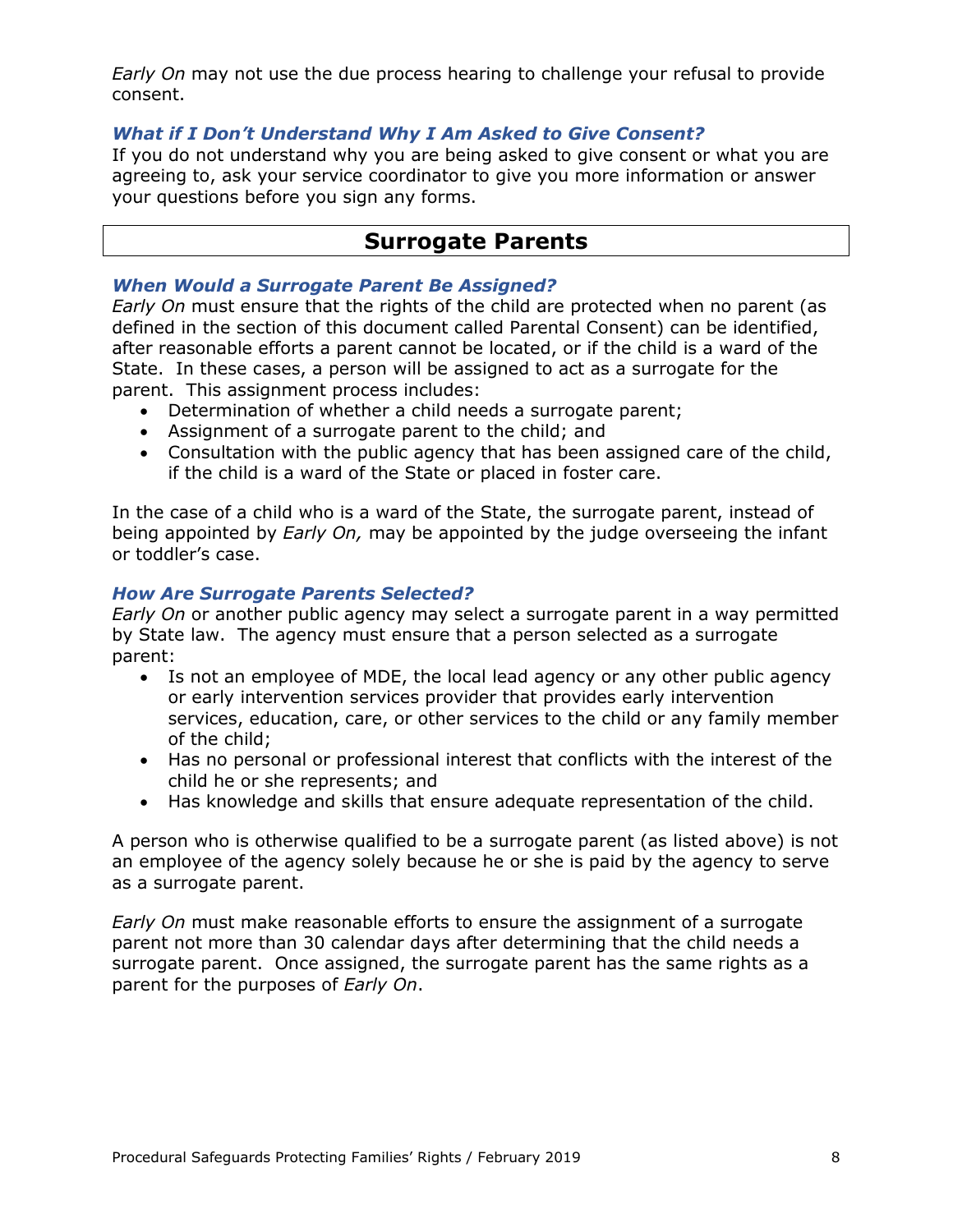*Early On* may not use the due process hearing to challenge your refusal to provide consent.

### *What if I Don't Understand Why I Am Asked to Give Consent?*

If you do not understand why you are being asked to give consent or what you are agreeing to, ask your service coordinator to give you more information or answer your questions before you sign any forms.

## Surrogate Parents

### *When Would a Surrogate Parent Be Assigned?*

*Early On* must ensure that the rights of the child are protected when no parent (as defined in the section of this document called Parental Consent) can be identified, after reasonable efforts a parent cannot be located, or if the child is a ward of the State. In these cases, a person will be assigned to act as a surrogate for the parent. This assignment process includes:

- Determination of whether a child needs a surrogate parent;
- Assignment of a surrogate parent to the child; and
- Consultation with the public agency that has been assigned care of the child, if the child is a ward of the State or placed in foster care.

In the case of a child who is a ward of the State, the surrogate parent, instead of being appointed by *Early On,* may be appointed by the judge overseeing the infant or toddler's case.

### *How Are Surrogate Parents Selected?*

*Early On* or another public agency may select a surrogate parent in a way permitted by State law. The agency must ensure that a person selected as a surrogate parent:

- Is not an employee of MDE, the local lead agency or any other public agency or early intervention services provider that provides early intervention services, education, care, or other services to the child or any family member of the child;
- Has no personal or professional interest that conflicts with the interest of the child he or she represents; and
- Has knowledge and skills that ensure adequate representation of the child.

A person who is otherwise qualified to be a surrogate parent (as listed above) is not an employee of the agency solely because he or she is paid by the agency to serve as a surrogate parent.

*Early On* must make reasonable efforts to ensure the assignment of a surrogate parent not more than 30 calendar days after determining that the child needs a surrogate parent. Once assigned, the surrogate parent has the same rights as a parent for the purposes of *Early On*.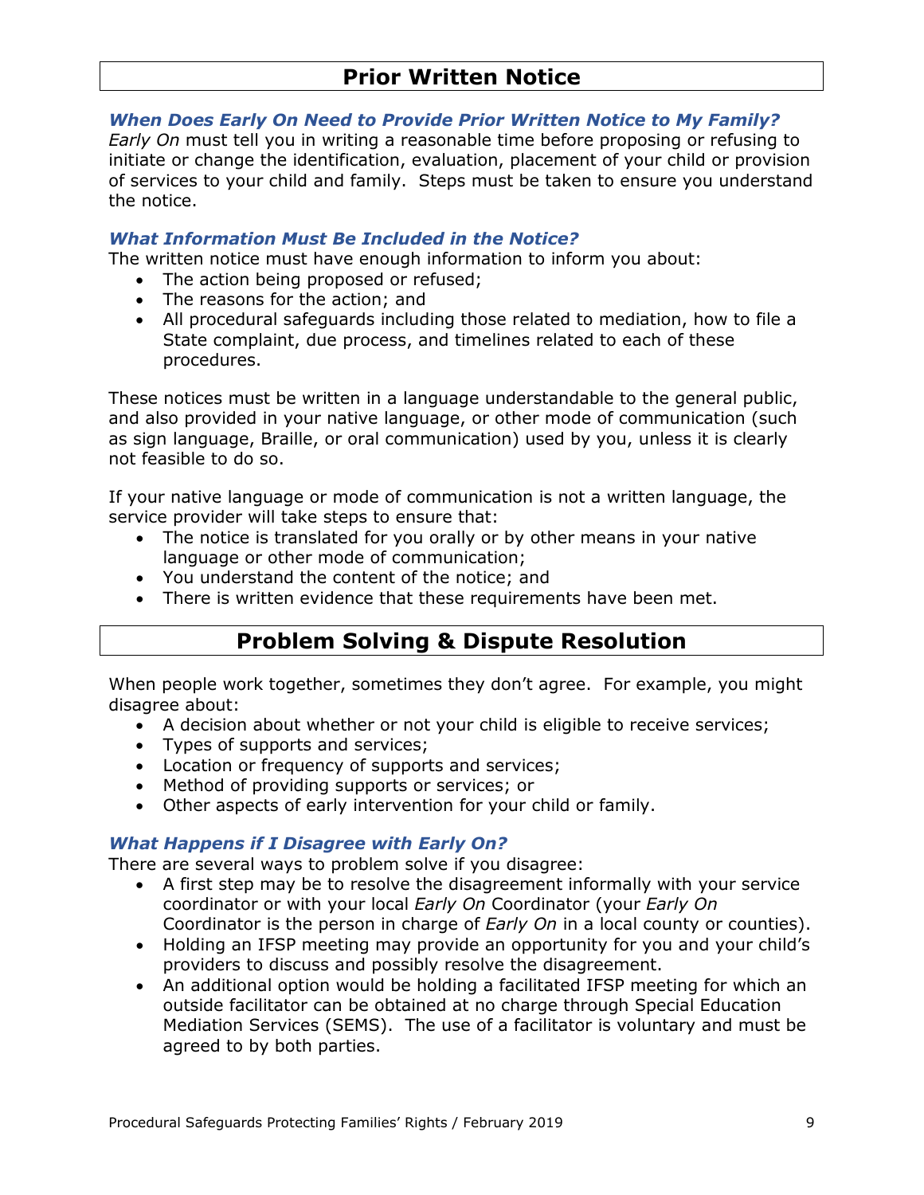## Prior Written Notice

### *When Does Early On Need to Provide Prior Written Notice to My Family?*

*Early On* must tell you in writing a reasonable time before proposing or refusing to initiate or change the identification, evaluation, placement of your child or provision of services to your child and family. Steps must be taken to ensure you understand the notice.

### *What Information Must Be Included in the Notice?*

The written notice must have enough information to inform you about:

- The action being proposed or refused;
- The reasons for the action; and
- All procedural safeguards including those related to mediation, how to file a State complaint, due process, and timelines related to each of these procedures.

These notices must be written in a language understandable to the general public, and also provided in your native language, or other mode of communication (such as sign language, Braille, or oral communication) used by you, unless it is clearly not feasible to do so.

If your native language or mode of communication is not a written language, the service provider will take steps to ensure that:

- The notice is translated for you orally or by other means in your native language or other mode of communication;
- You understand the content of the notice; and
- There is written evidence that these requirements have been met.

## Problem Solving & Dispute Resolution

When people work together, sometimes they don't agree. For example, you might disagree about:

- A decision about whether or not your child is eligible to receive services;
- Types of supports and services;
- Location or frequency of supports and services;
- Method of providing supports or services; or
- Other aspects of early intervention for your child or family.

### *What Happens if I Disagree with Early On?*

There are several ways to problem solve if you disagree:

- A first step may be to resolve the disagreement informally with your service coordinator or with your local *Early On* Coordinator (your *Early On* Coordinator is the person in charge of *Early On* in a local county or counties).
- Holding an IFSP meeting may provide an opportunity for you and your child's providers to discuss and possibly resolve the disagreement.
- An additional option would be holding a facilitated IFSP meeting for which an outside facilitator can be obtained at no charge through Special Education Mediation Services (SEMS). The use of a facilitator is voluntary and must be agreed to by both parties.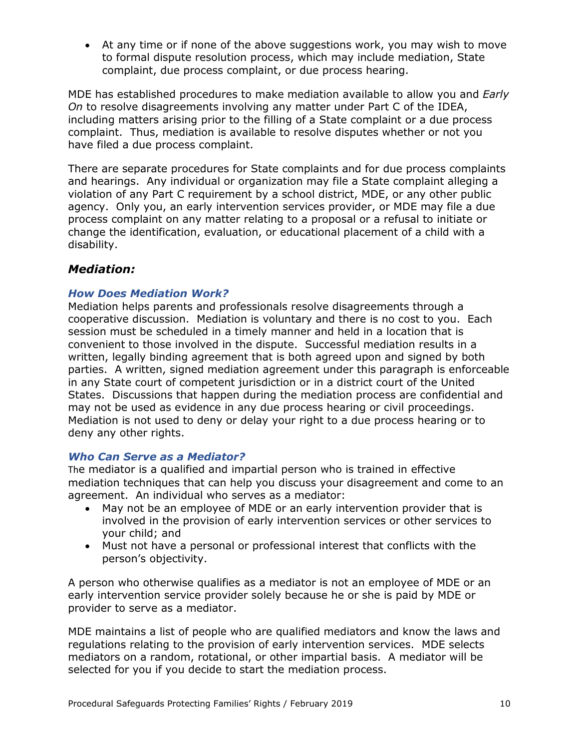- At any time or if none of the above suggestions work, you may wish to move to formal dispute resolution process, which may include mediation, State complaint, due process complaint, or due process hearing.

MDE has established procedures to make mediation available to allow you and *Early On* to resolve disagreements involving any matter under Part C of the IDEA, including matters arising prior to the filling of a State complaint or a due process complaint. Thus, mediation is available to resolve disputes whether or not you have filed a due process complaint.

There are separate procedures for State complaints and for due process complaints and hearings. Any individual or organization may file a State complaint alleging a violation of any Part C requirement by a school district, MDE, or any other public agency. Only you, an early intervention services provider, or MDE may file a due process complaint on any matter relating to a proposal or a refusal to initiate or change the identification, evaluation, or educational placement of a child with a disability.

## *Mediation:*

### *How Does Mediation Work?*

Mediation helps parents and professionals resolve disagreements through a cooperative discussion. Mediation is voluntary and there is no cost to you. Each session must be scheduled in a timely manner and held in a location that is convenient to those involved in the dispute. Successful mediation results in a written, legally binding agreement that is both agreed upon and signed by both parties. A written, signed mediation agreement under this paragraph is enforceable in any State court of competent jurisdiction or in a district court of the United States. Discussions that happen during the mediation process are confidential and may not be used as evidence in any due process hearing or civil proceedings. Mediation is not used to deny or delay your right to a due process hearing or to deny any other rights.

### *Who Can Serve as a Mediator?*

The mediator is a qualified and impartial person who is trained in effective mediation techniques that can help you discuss your disagreement and come to an agreement. An individual who serves as a mediator:

- May not be an employee of MDE or an early intervention provider that is involved in the provision of early intervention services or other services to your child; and
- Must not have a personal or professional interest that conflicts with the person's objectivity.

A person who otherwise qualifies as a mediator is not an employee of MDE or an early intervention service provider solely because he or she is paid by MDE or provider to serve as a mediator.

MDE maintains a list of people who are qualified mediators and know the laws and regulations relating to the provision of early intervention services. MDE selects mediators on a random, rotational, or other impartial basis. A mediator will be selected for you if you decide to start the mediation process.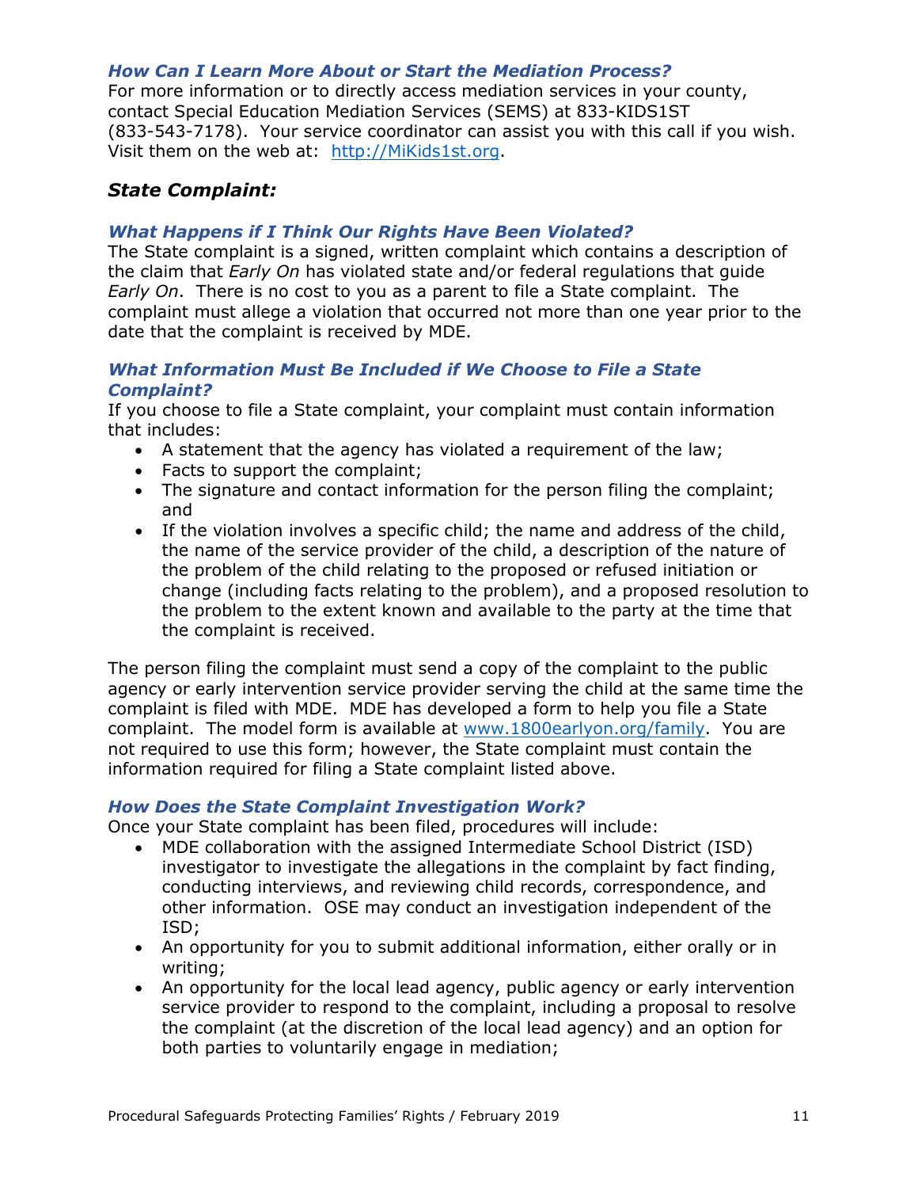### *How Can I Learn More About or Start the Mediation Process?*

For more information or to directly access mediation services in your county, contact Special Education Mediation Services (SEMS) at 833-KIDS1ST (833-543-7178). Your service coordinator can assist you with this call if you wish. Visit them on the web at: [http://MiKids1st.org](http://MiKids1st.org).

## *State Complaint:*

### *What Happens if I Think Our Rights Have Been Violated?*

The State complaint is a signed, written complaint which contains a description of the claim that *Early On* has violated state and/or federal regulations that guide *Early On*. There is no cost to you as a parent to file a State complaint. The complaint must allege a violation that occurred not more than one year prior to the date that the complaint is received by MDE.

### *What Information Must Be Included if We Choose to File a State Complaint?*

If you choose to file a State complaint, your complaint must contain information that includes:

- A statement that the agency has violated a requirement of the law;
- Facts to support the complaint;
- The signature and contact information for the person filing the complaint; and
- If the violation involves a specific child; the name and address of the child, the name of the service provider of the child, a description of the nature of the problem of the child relating to the proposed or refused initiation or change (including facts relating to the problem), and a proposed resolution to the problem to the extent known and available to the party at the time that the complaint is received.

The person filing the complaint must send a copy of the complaint to the public agency or early intervention service provider serving the child at the same time the complaint is filed with MDE. MDE has developed a form to help you file a State complaint. The model form is available at [www.1800earlyon.org/family](www.1800earlyon.org/family). You are not required to use this form; however, the State complaint must contain the information required for filing a State complaint listed above.

### *How Does the State Complaint Investigation Work?*

Once your State complaint has been filed, procedures will include:

- MDE collaboration with the assigned Intermediate School District (ISD) investigator to investigate the allegations in the complaint by fact finding, conducting interviews, and reviewing child records, correspondence, and other information. OSE may conduct an investigation independent of the ISD;
- An opportunity for you to submit additional information, either orally or in writing;
- An opportunity for the local lead agency, public agency or early intervention service provider to respond to the complaint, including a proposal to resolve the complaint (at the discretion of the local lead agency) and an option for both parties to voluntarily engage in mediation;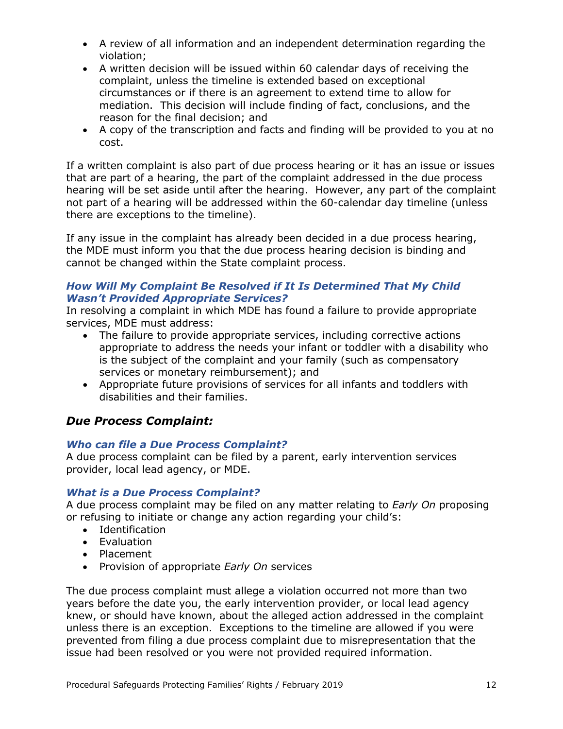- A review of all information and an independent determination regarding the violation;
- A written decision will be issued within 60 calendar days of receiving the complaint, unless the timeline is extended based on exceptional circumstances or if there is an agreement to extend time to allow for mediation. This decision will include finding of fact, conclusions, and the reason for the final decision; and
- A copy of the transcription and facts and finding will be provided to you at no cost.

If a written complaint is also part of due process hearing or it has an issue or issues that are part of a hearing, the part of the complaint addressed in the due process hearing will be set aside until after the hearing. However, any part of the complaint not part of a hearing will be addressed within the 60-calendar day timeline (unless there are exceptions to the timeline).

If any issue in the complaint has already been decided in a due process hearing, the MDE must inform you that the due process hearing decision is binding and cannot be changed within the State complaint process.

#### *How Will My Complaint Be Resolved if It Is Determined That My Child Wasn't Provided Appropriate Services?*

In resolving a complaint in which MDE has found a failure to provide appropriate services, MDE must address:

- The failure to provide appropriate services, including corrective actions appropriate to address the needs your infant or toddler with a disability who is the subject of the complaint and your family (such as compensatory services or monetary reimbursement); and
- Appropriate future provisions of services for all infants and toddlers with disabilities and their families.

### *Due Process Complaint:*

#### *Who can file a Due Process Complaint?*

A due process complaint can be filed by a parent, early intervention services provider, local lead agency, or MDE.

#### *What is a Due Process Complaint?*

A due process complaint may be filed on any matter relating to *Early On* proposing or refusing to initiate or change any action regarding your child's:

- Identification
- Evaluation
- Placement
- Provision of appropriate *Early On* services

The due process complaint must allege a violation occurred not more than two years before the date you, the early intervention provider, or local lead agency knew, or should have known, about the alleged action addressed in the complaint unless there is an exception. Exceptions to the timeline are allowed if you were prevented from filing a due process complaint due to misrepresentation that the issue had been resolved or you were not provided required information.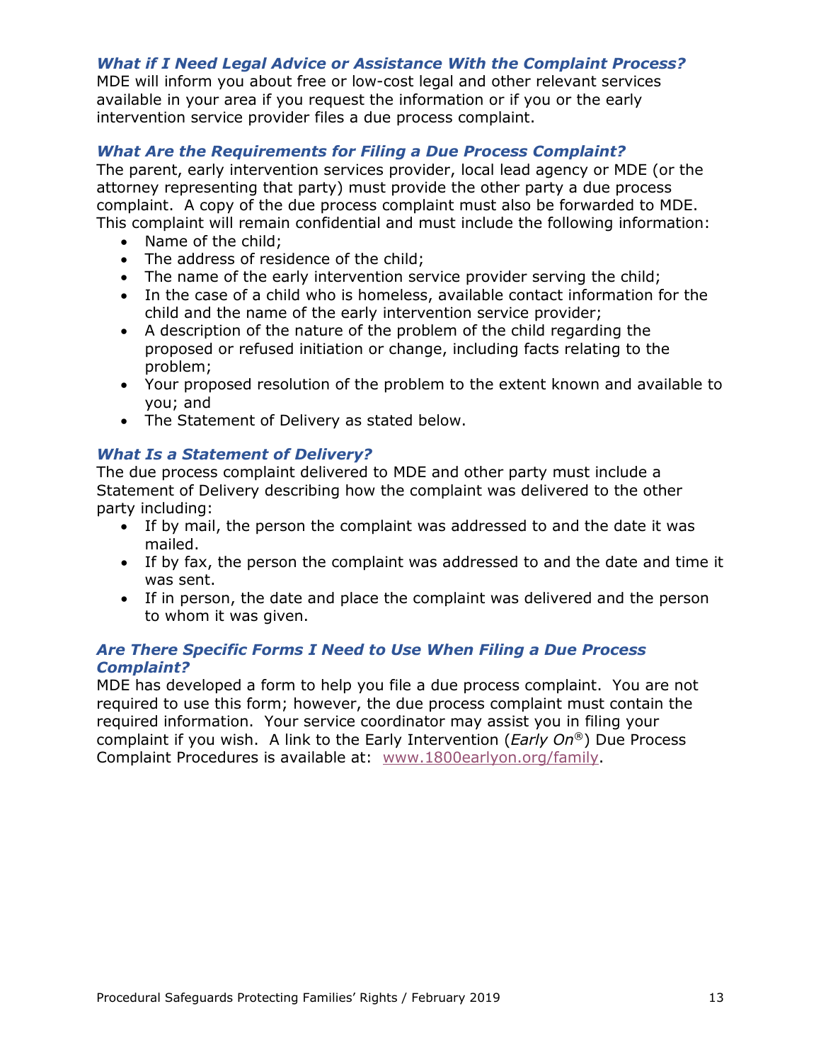### *What if I Need Legal Advice or Assistance With the Complaint Process?*

MDE will inform you about free or low-cost legal and other relevant services available in your area if you request the information or if you or the early intervention service provider files a due process complaint.

### *What Are the Requirements for Filing a Due Process Complaint?*

The parent, early intervention services provider, local lead agency or MDE (or the attorney representing that party) must provide the other party a due process complaint. A copy of the due process complaint must also be forwarded to MDE. This complaint will remain confidential and must include the following information:

- Name of the child;
- The address of residence of the child;
- The name of the early intervention service provider serving the child;
- In the case of a child who is homeless, available contact information for the child and the name of the early intervention service provider;
- A description of the nature of the problem of the child regarding the proposed or refused initiation or change, including facts relating to the problem;
- Your proposed resolution of the problem to the extent known and available to you; and
- The Statement of Delivery as stated below.

### *What Is a Statement of Delivery?*

The due process complaint delivered to MDE and other party must include a Statement of Delivery describing how the complaint was delivered to the other party including:

- If by mail, the person the complaint was addressed to and the date it was mailed.
- If by fax, the person the complaint was addressed to and the date and time it was sent.
- If in person, the date and place the complaint was delivered and the person to whom it was given.

### *Are There Specific Forms I Need to Use When Filing a Due Process Complaint?*

MDE has developed a form to help you file a due process complaint. You are not required to use this form; however, the due process complaint must contain the required information. Your service coordinator may assist you in filing your complaint if you wish. A link to the Early Intervention (*Early On*®) Due Process Complaint Procedures is available at: www.1800earlyon.org/family.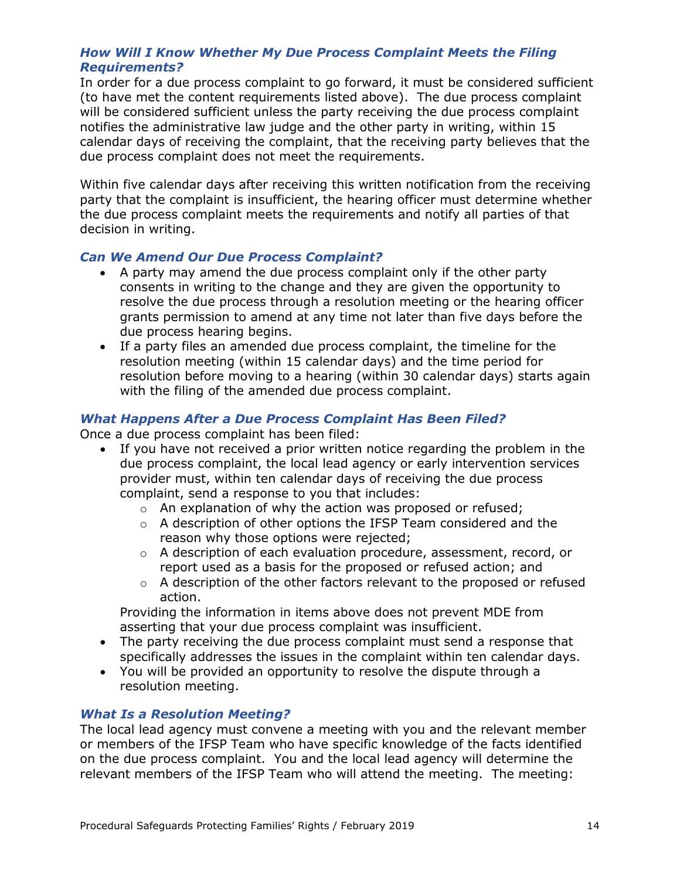### *How Will I Know Whether My Due Process Complaint Meets the Filing Requirements?*

In order for a due process complaint to go forward, it must be considered sufficient (to have met the content requirements listed above). The due process complaint will be considered sufficient unless the party receiving the due process complaint notifies the administrative law judge and the other party in writing, within 15 calendar days of receiving the complaint, that the receiving party believes that the due process complaint does not meet the requirements.

Within five calendar days after receiving this written notification from the receiving party that the complaint is insufficient, the hearing officer must determine whether the due process complaint meets the requirements and notify all parties of that decision in writing.

### *Can We Amend Our Due Process Complaint?*

- A party may amend the due process complaint only if the other party consents in writing to the change and they are given the opportunity to resolve the due process through a resolution meeting or the hearing officer grants permission to amend at any time not later than five days before the due process hearing begins.
- If a party files an amended due process complaint, the timeline for the resolution meeting (within 15 calendar days) and the time period for resolution before moving to a hearing (within 30 calendar days) starts again with the filing of the amended due process complaint.

### *What Happens After a Due Process Complaint Has Been Filed?*

Once a due process complaint has been filed:

- If you have not received a prior written notice regarding the problem in the due process complaint, the local lead agency or early intervention services provider must, within ten calendar days of receiving the due process complaint, send a response to you that includes:
  - An explanation of why the action was proposed or refused;
  - A description of other options the IFSP Team considered and the reason why those options were rejected;
  - A description of each evaluation procedure, assessment, record, or report used as a basis for the proposed or refused action; and
  - A description of the other factors relevant to the proposed or refused action.

  Providing the information in items above does not prevent MDE from asserting that your due process complaint was insufficient.
- The party receiving the due process complaint must send a response that specifically addresses the issues in the complaint within ten calendar days.
- You will be provided an opportunity to resolve the dispute through a resolution meeting.

### *What Is a Resolution Meeting?*

The local lead agency must convene a meeting with you and the relevant member or members of the IFSP Team who have specific knowledge of the facts identified on the due process complaint. You and the local lead agency will determine the relevant members of the IFSP Team who will attend the meeting. The meeting: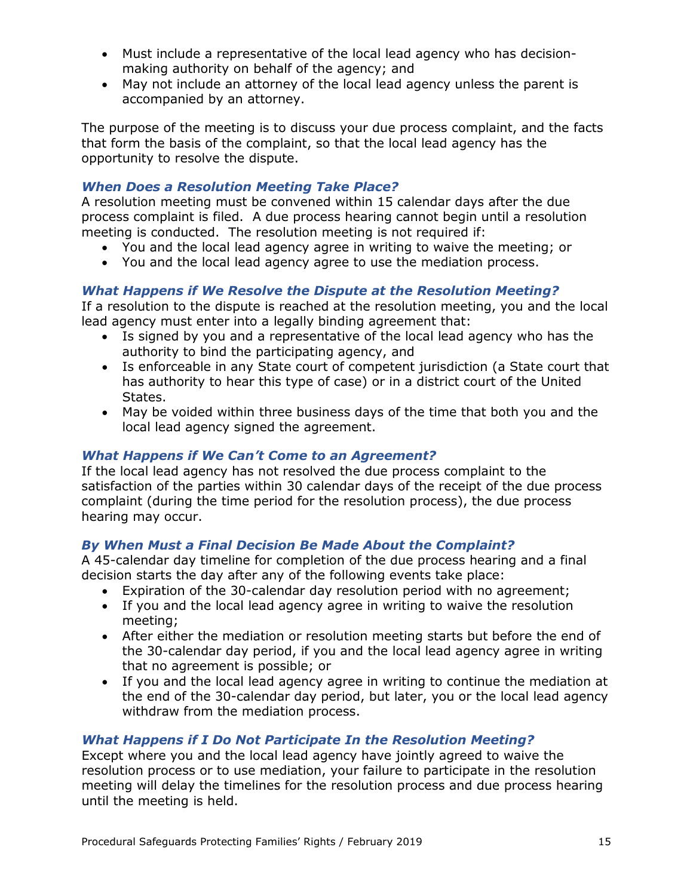- Must include a representative of the local lead agency who has decision-making authority on behalf of the agency; and
- May not include an attorney of the local lead agency unless the parent is accompanied by an attorney.

The purpose of the meeting is to discuss your due process complaint, and the facts that form the basis of the complaint, so that the local lead agency has the opportunity to resolve the dispute.

### *When Does a Resolution Meeting Take Place?*

A resolution meeting must be convened within 15 calendar days after the due process complaint is filed. A due process hearing cannot begin until a resolution meeting is conducted. The resolution meeting is not required if:

- You and the local lead agency agree in writing to waive the meeting; or
- You and the local lead agency agree to use the mediation process.

### *What Happens if We Resolve the Dispute at the Resolution Meeting?*

If a resolution to the dispute is reached at the resolution meeting, you and the local lead agency must enter into a legally binding agreement that:

- Is signed by you and a representative of the local lead agency who has the authority to bind the participating agency, and
- Is enforceable in any State court of competent jurisdiction (a State court that has authority to hear this type of case) or in a district court of the United States.
- May be voided within three business days of the time that both you and the local lead agency signed the agreement.

### *What Happens if We Can't Come to an Agreement?*

If the local lead agency has not resolved the due process complaint to the satisfaction of the parties within 30 calendar days of the receipt of the due process complaint (during the time period for the resolution process), the due process hearing may occur.

### *By When Must a Final Decision Be Made About the Complaint?*

A 45-calendar day timeline for completion of the due process hearing and a final decision starts the day after any of the following events take place:

- Expiration of the 30-calendar day resolution period with no agreement;
- If you and the local lead agency agree in writing to waive the resolution meeting;
- After either the mediation or resolution meeting starts but before the end of the 30-calendar day period, if you and the local lead agency agree in writing that no agreement is possible; or
- If you and the local lead agency agree in writing to continue the mediation at the end of the 30-calendar day period, but later, you or the local lead agency withdraw from the mediation process.

### *What Happens if I Do Not Participate In the Resolution Meeting?*

Except where you and the local lead agency have jointly agreed to waive the resolution process or to use mediation, your failure to participate in the resolution meeting will delay the timelines for the resolution process and due process hearing until the meeting is held.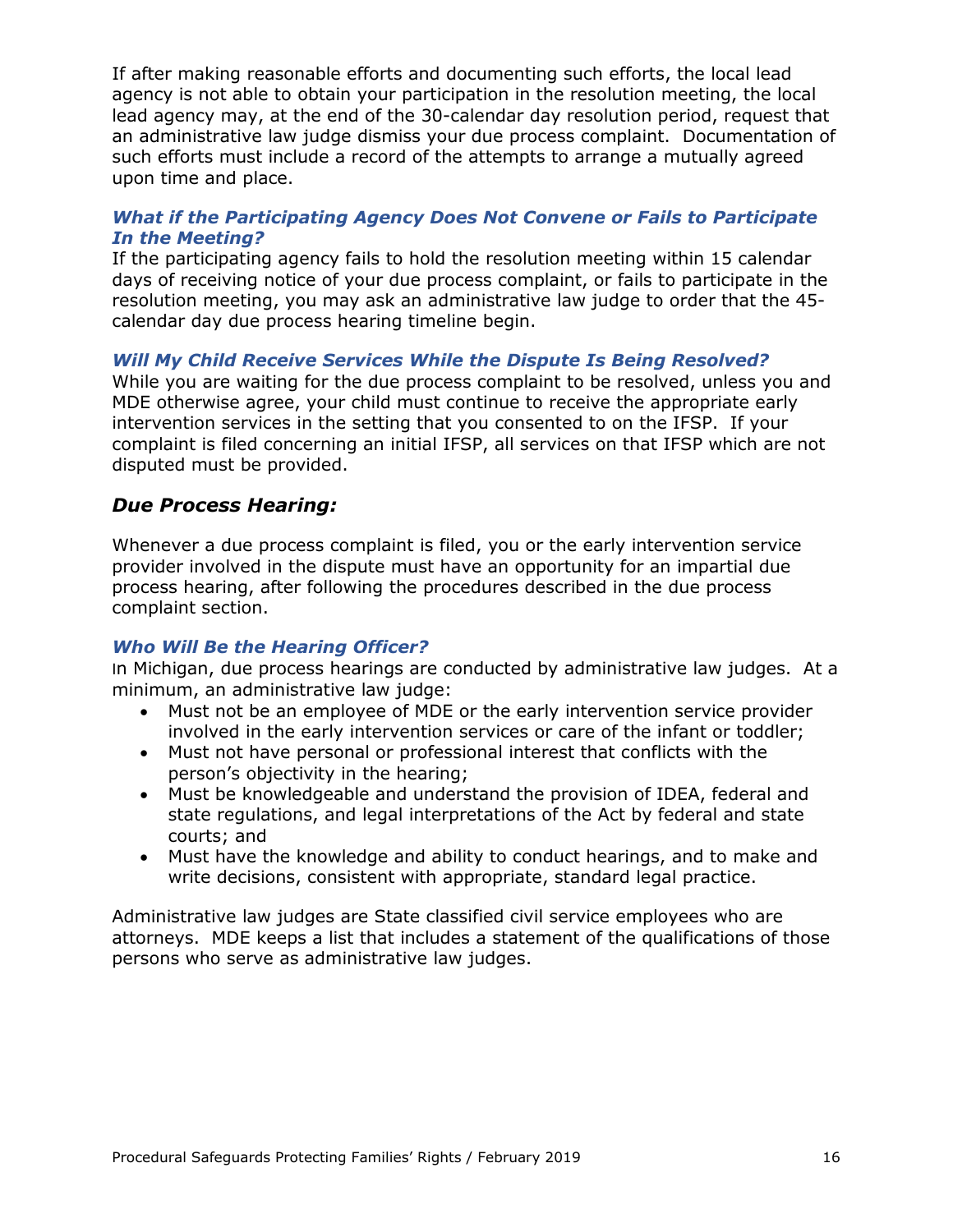If after making reasonable efforts and documenting such efforts, the local lead agency is not able to obtain your participation in the resolution meeting, the local lead agency may, at the end of the 30-calendar day resolution period, request that an administrative law judge dismiss your due process complaint. Documentation of such efforts must include a record of the attempts to arrange a mutually agreed upon time and place.

### *What if the Participating Agency Does Not Convene or Fails to Participate In the Meeting?*

If the participating agency fails to hold the resolution meeting within 15 calendar days of receiving notice of your due process complaint, or fails to participate in the resolution meeting, you may ask an administrative law judge to order that the 45-calendar day due process hearing timeline begin.

### *Will My Child Receive Services While the Dispute Is Being Resolved?*

While you are waiting for the due process complaint to be resolved, unless you and MDE otherwise agree, your child must continue to receive the appropriate early intervention services in the setting that you consented to on the IFSP. If your complaint is filed concerning an initial IFSP, all services on that IFSP which are not disputed must be provided.

## *Due Process Hearing:*

Whenever a due process complaint is filed, you or the early intervention service provider involved in the dispute must have an opportunity for an impartial due process hearing, after following the procedures described in the due process complaint section.

### *Who Will Be the Hearing Officer?*

In Michigan, due process hearings are conducted by administrative law judges. At a minimum, an administrative law judge:

- Must not be an employee of MDE or the early intervention service provider involved in the early intervention services or care of the infant or toddler;
- Must not have personal or professional interest that conflicts with the person's objectivity in the hearing;
- Must be knowledgeable and understand the provision of IDEA, federal and state regulations, and legal interpretations of the Act by federal and state courts; and
- Must have the knowledge and ability to conduct hearings, and to make and write decisions, consistent with appropriate, standard legal practice.

Administrative law judges are State classified civil service employees who are attorneys. MDE keeps a list that includes a statement of the qualifications of those persons who serve as administrative law judges.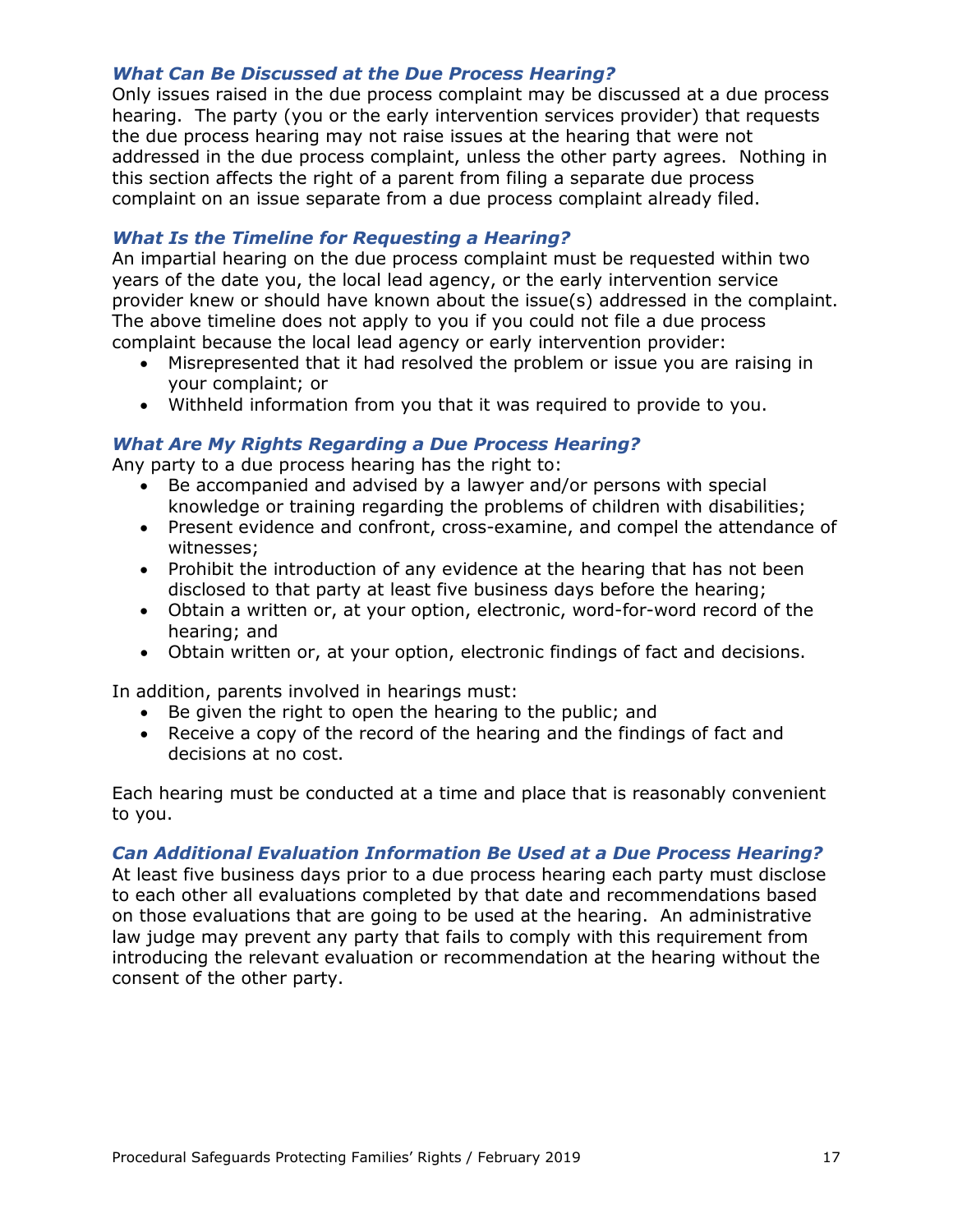### *What Can Be Discussed at the Due Process Hearing?*

Only issues raised in the due process complaint may be discussed at a due process hearing. The party (you or the early intervention services provider) that requests the due process hearing may not raise issues at the hearing that were not addressed in the due process complaint, unless the other party agrees. Nothing in this section affects the right of a parent from filing a separate due process complaint on an issue separate from a due process complaint already filed.

### *What Is the Timeline for Requesting a Hearing?*

An impartial hearing on the due process complaint must be requested within two years of the date you, the local lead agency, or the early intervention service provider knew or should have known about the issue(s) addressed in the complaint. The above timeline does not apply to you if you could not file a due process complaint because the local lead agency or early intervention provider:

- Misrepresented that it had resolved the problem or issue you are raising in your complaint; or
- Withheld information from you that it was required to provide to you.

### *What Are My Rights Regarding a Due Process Hearing?*

Any party to a due process hearing has the right to:

- Be accompanied and advised by a lawyer and/or persons with special knowledge or training regarding the problems of children with disabilities;
- Present evidence and confront, cross-examine, and compel the attendance of witnesses;
- Prohibit the introduction of any evidence at the hearing that has not been disclosed to that party at least five business days before the hearing;
- Obtain a written or, at your option, electronic, word-for-word record of the hearing; and
- Obtain written or, at your option, electronic findings of fact and decisions.

In addition, parents involved in hearings must:

- Be given the right to open the hearing to the public; and
- Receive a copy of the record of the hearing and the findings of fact and decisions at no cost.

Each hearing must be conducted at a time and place that is reasonably convenient to you.

### *Can Additional Evaluation Information Be Used at a Due Process Hearing?*

At least five business days prior to a due process hearing each party must disclose to each other all evaluations completed by that date and recommendations based on those evaluations that are going to be used at the hearing. An administrative law judge may prevent any party that fails to comply with this requirement from introducing the relevant evaluation or recommendation at the hearing without the consent of the other party.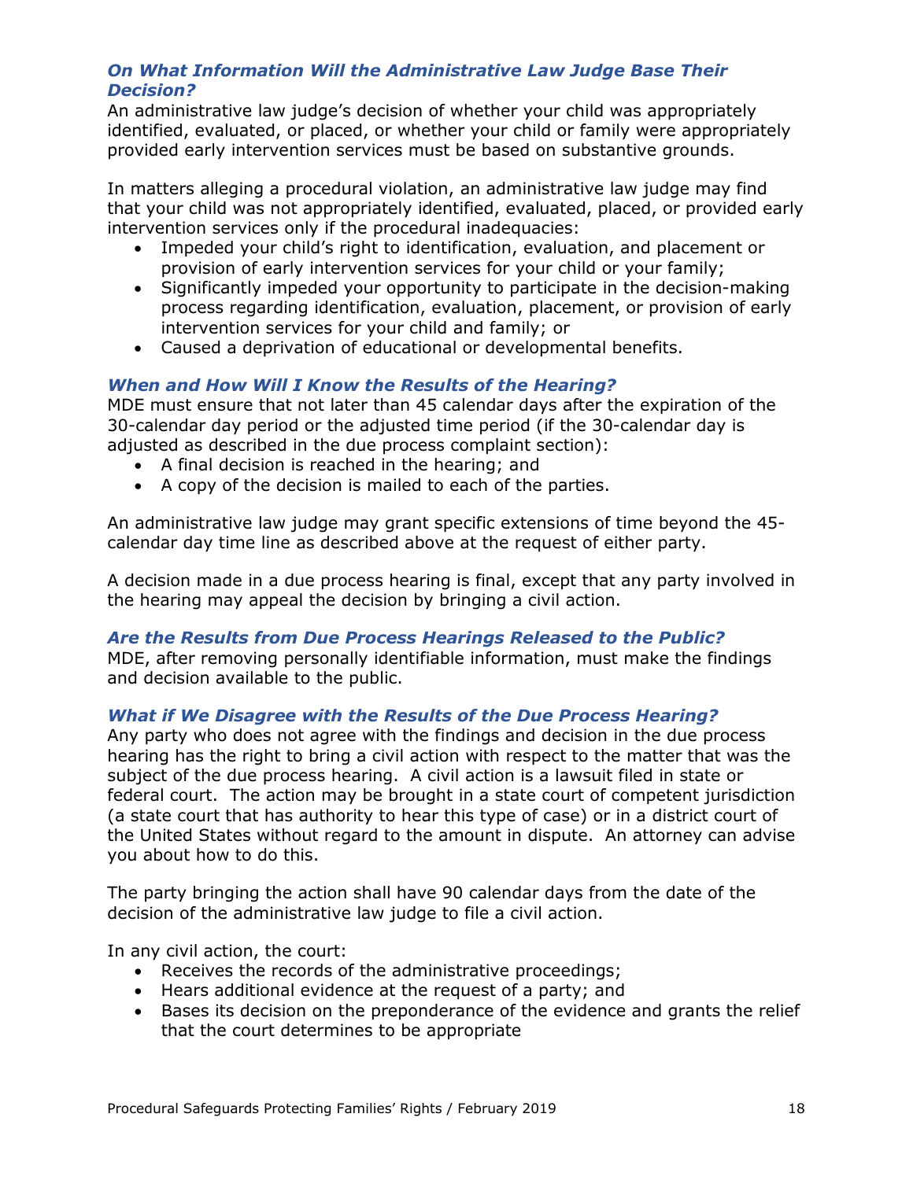### *On What Information Will the Administrative Law Judge Base Their Decision?*

An administrative law judge's decision of whether your child was appropriately identified, evaluated, or placed, or whether your child or family were appropriately provided early intervention services must be based on substantive grounds.

In matters alleging a procedural violation, an administrative law judge may find that your child was not appropriately identified, evaluated, placed, or provided early intervention services only if the procedural inadequacies:

- Impeded your child's right to identification, evaluation, and placement or provision of early intervention services for your child or your family;
- Significantly impeded your opportunity to participate in the decision-making process regarding identification, evaluation, placement, or provision of early intervention services for your child and family; or
- Caused a deprivation of educational or developmental benefits.

### *When and How Will I Know the Results of the Hearing?*

MDE must ensure that not later than 45 calendar days after the expiration of the 30-calendar day period or the adjusted time period (if the 30-calendar day is adjusted as described in the due process complaint section):

- A final decision is reached in the hearing; and
- A copy of the decision is mailed to each of the parties.

An administrative law judge may grant specific extensions of time beyond the 45-calendar day time line as described above at the request of either party.

A decision made in a due process hearing is final, except that any party involved in the hearing may appeal the decision by bringing a civil action.

### *Are the Results from Due Process Hearings Released to the Public?*

MDE, after removing personally identifiable information, must make the findings and decision available to the public.

### *What if We Disagree with the Results of the Due Process Hearing?*

Any party who does not agree with the findings and decision in the due process hearing has the right to bring a civil action with respect to the matter that was the subject of the due process hearing. A civil action is a lawsuit filed in state or federal court. The action may be brought in a state court of competent jurisdiction (a state court that has authority to hear this type of case) or in a district court of the United States without regard to the amount in dispute. An attorney can advise you about how to do this.

The party bringing the action shall have 90 calendar days from the date of the decision of the administrative law judge to file a civil action.

In any civil action, the court:

- Receives the records of the administrative proceedings;
- Hears additional evidence at the request of a party; and
- Bases its decision on the preponderance of the evidence and grants the relief that the court determines to be appropriate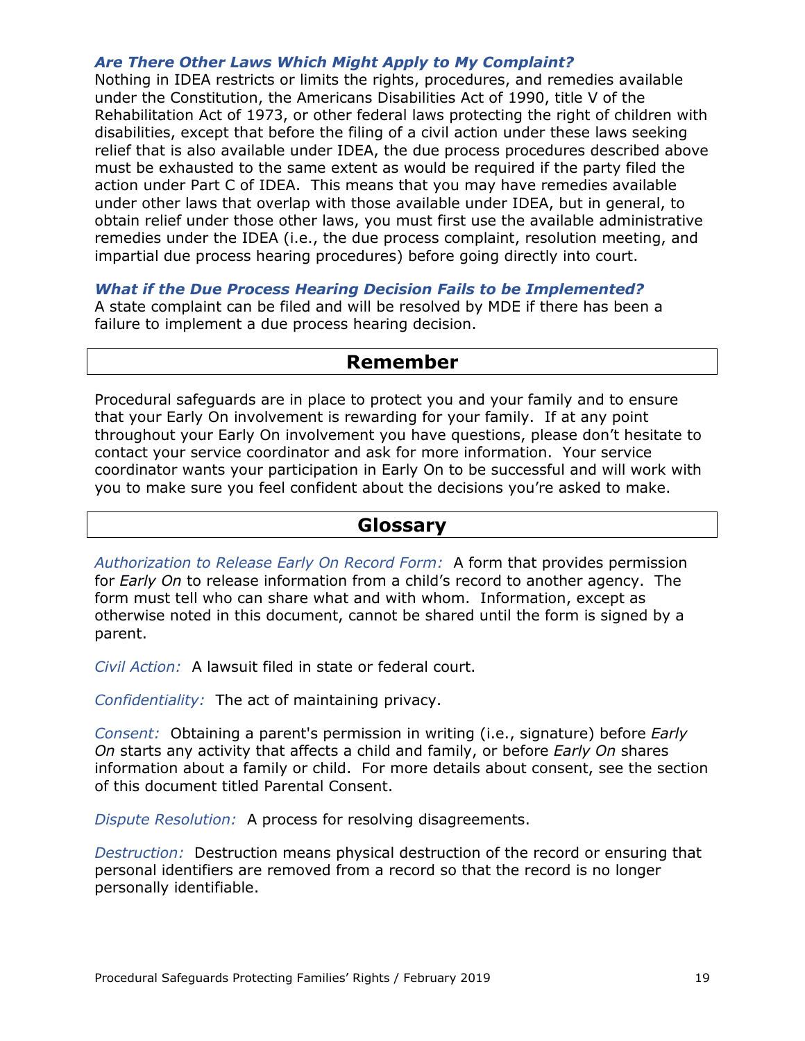### *Are There Other Laws Which Might Apply to My Complaint?*

Nothing in IDEA restricts or limits the rights, procedures, and remedies available under the Constitution, the Americans Disabilities Act of 1990, title V of the Rehabilitation Act of 1973, or other federal laws protecting the right of children with disabilities, except that before the filing of a civil action under these laws seeking relief that is also available under IDEA, the due process procedures described above must be exhausted to the same extent as would be required if the party filed the action under Part C of IDEA. This means that you may have remedies available under other laws that overlap with those available under IDEA, but in general, to obtain relief under those other laws, you must first use the available administrative remedies under the IDEA (i.e., the due process complaint, resolution meeting, and impartial due process hearing procedures) before going directly into court.

### *What if the Due Process Hearing Decision Fails to be Implemented?*

A state complaint can be filed and will be resolved by MDE if there has been a failure to implement a due process hearing decision.

## Remember

Procedural safeguards are in place to protect you and your family and to ensure that your Early On involvement is rewarding for your family. If at any point throughout your Early On involvement you have questions, please don't hesitate to contact your service coordinator and ask for more information. Your service coordinator wants your participation in Early On to be successful and will work with you to make sure you feel confident about the decisions you're asked to make.

## Glossary

*Authorization to Release Early On Record Form:* A form that provides permission for *Early On* to release information from a child's record to another agency. The form must tell who can share what and with whom. Information, except as otherwise noted in this document, cannot be shared until the form is signed by a parent.

*Civil Action:* A lawsuit filed in state or federal court.

*Confidentiality:* The act of maintaining privacy.

*Consent:* Obtaining a parent's permission in writing (i.e., signature) before *Early On* starts any activity that affects a child and family, or before *Early On* shares information about a family or child. For more details about consent, see the section of this document titled Parental Consent.

*Dispute Resolution:* A process for resolving disagreements.

*Destruction:* Destruction means physical destruction of the record or ensuring that personal identifiers are removed from a record so that the record is no longer personally identifiable.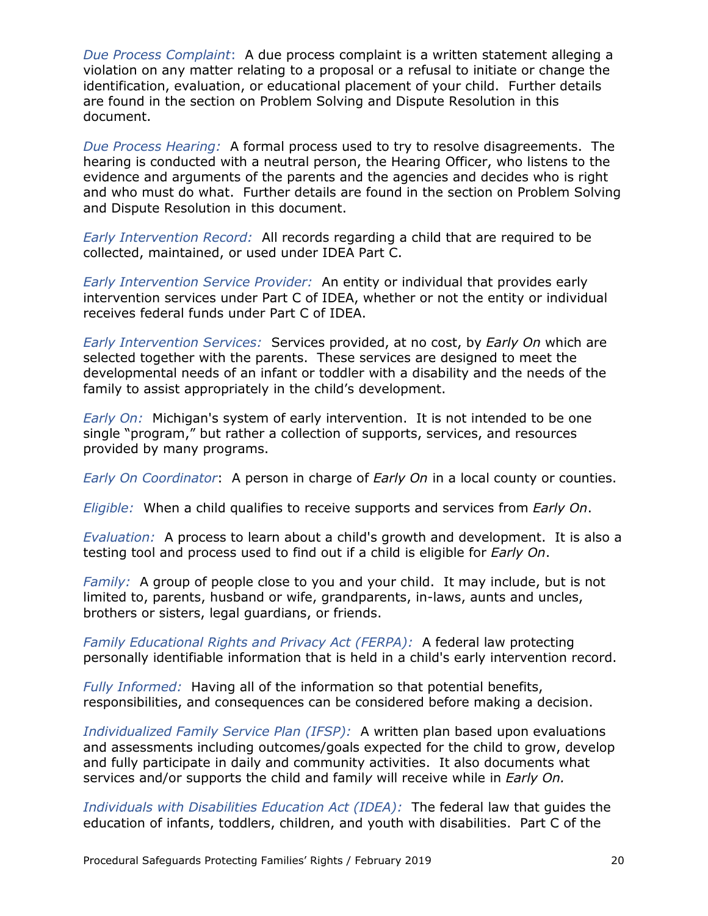*Due Process Complaint*: A due process complaint is a written statement alleging a violation on any matter relating to a proposal or a refusal to initiate or change the identification, evaluation, or educational placement of your child. Further details are found in the section on Problem Solving and Dispute Resolution in this document.

*Due Process Hearing:* A formal process used to try to resolve disagreements. The hearing is conducted with a neutral person, the Hearing Officer, who listens to the evidence and arguments of the parents and the agencies and decides who is right and who must do what. Further details are found in the section on Problem Solving and Dispute Resolution in this document.

*Early Intervention Record:* All records regarding a child that are required to be collected, maintained, or used under IDEA Part C.

*Early Intervention Service Provider:* An entity or individual that provides early intervention services under Part C of IDEA, whether or not the entity or individual receives federal funds under Part C of IDEA.

*Early Intervention Services:* Services provided, at no cost, by *Early On* which are selected together with the parents. These services are designed to meet the developmental needs of an infant or toddler with a disability and the needs of the family to assist appropriately in the child's development.

*Early On:* Michigan's system of early intervention. It is not intended to be one single "program," but rather a collection of supports, services, and resources provided by many programs.

*Early On Coordinator*: A person in charge of *Early On* in a local county or counties.

*Eligible:* When a child qualifies to receive supports and services from *Early On*.

*Evaluation:* A process to learn about a child's growth and development. It is also a testing tool and process used to find out if a child is eligible for *Early On*.

*Family:* A group of people close to you and your child. It may include, but is not limited to, parents, husband or wife, grandparents, in-laws, aunts and uncles, brothers or sisters, legal guardians, or friends.

*Family Educational Rights and Privacy Act (FERPA):* A federal law protecting personally identifiable information that is held in a child's early intervention record.

*Fully Informed:* Having all of the information so that potential benefits, responsibilities, and consequences can be considered before making a decision.

*Individualized Family Service Plan (IFSP):* A written plan based upon evaluations and assessments including outcomes/goals expected for the child to grow, develop and fully participate in daily and community activities. It also documents what services and/or supports the child and family will receive while in *Early On.*

*Individuals with Disabilities Education Act (IDEA):* The federal law that guides the education of infants, toddlers, children, and youth with disabilities. Part C of the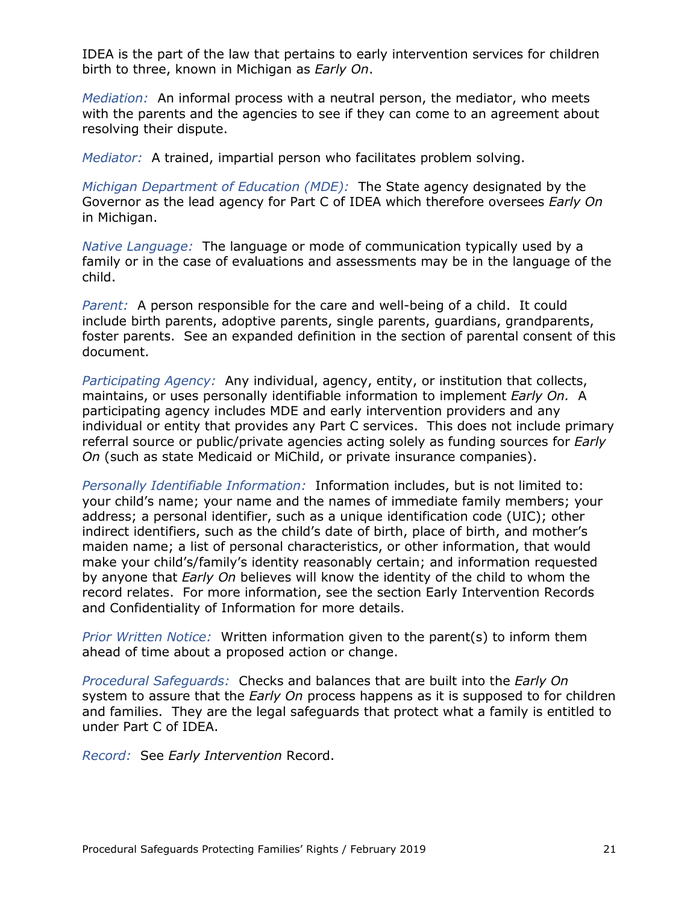IDEA is the part of the law that pertains to early intervention services for children birth to three, known in Michigan as *Early On*.

*Mediation:* An informal process with a neutral person, the mediator, who meets with the parents and the agencies to see if they can come to an agreement about resolving their dispute.

*Mediator:* A trained, impartial person who facilitates problem solving.

*Michigan Department of Education (MDE):* The State agency designated by the Governor as the lead agency for Part C of IDEA which therefore oversees *Early On* in Michigan.

*Native Language:* The language or mode of communication typically used by a family or in the case of evaluations and assessments may be in the language of the child.

*Parent:* A person responsible for the care and well-being of a child. It could include birth parents, adoptive parents, single parents, guardians, grandparents, foster parents. See an expanded definition in the section of parental consent of this document.

*Participating Agency:* Any individual, agency, entity, or institution that collects, maintains, or uses personally identifiable information to implement *Early On.* A participating agency includes MDE and early intervention providers and any individual or entity that provides any Part C services. This does not include primary referral source or public/private agencies acting solely as funding sources for *Early On* (such as state Medicaid or MiChild, or private insurance companies).

*Personally Identifiable Information:* Information includes, but is not limited to: your child's name; your name and the names of immediate family members; your address; a personal identifier, such as a unique identification code (UIC); other indirect identifiers, such as the child's date of birth, place of birth, and mother's maiden name; a list of personal characteristics, or other information, that would make your child's/family's identity reasonably certain; and information requested by anyone that *Early On* believes will know the identity of the child to whom the record relates. For more information, see the section Early Intervention Records and Confidentiality of Information for more details.

*Prior Written Notice:* Written information given to the parent(s) to inform them ahead of time about a proposed action or change.

*Procedural Safeguards:* Checks and balances that are built into the *Early On* system to assure that the *Early On* process happens as it is supposed to for children and families. They are the legal safeguards that protect what a family is entitled to under Part C of IDEA.

*Record:* See *Early Intervention* Record.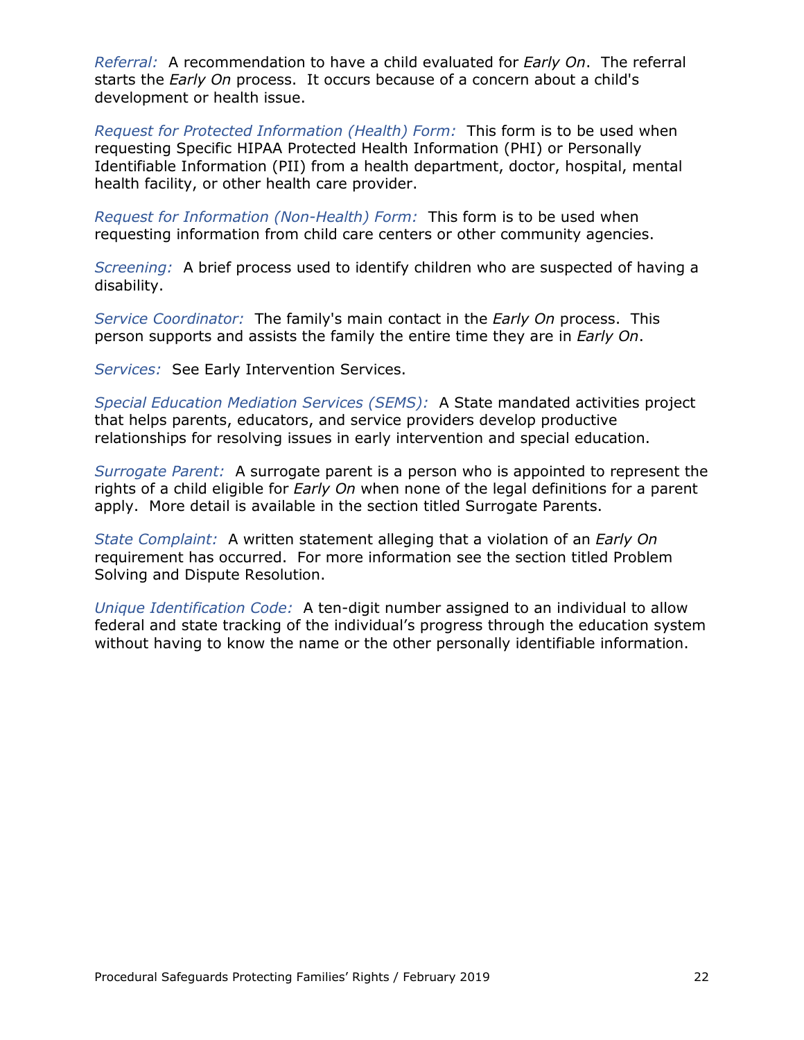*Referral:* A recommendation to have a child evaluated for *Early On*. The referral starts the *Early On* process. It occurs because of a concern about a child's development or health issue.

*Request for Protected Information (Health) Form:* This form is to be used when requesting Specific HIPAA Protected Health Information (PHI) or Personally Identifiable Information (PII) from a health department, doctor, hospital, mental health facility, or other health care provider.

*Request for Information (Non-Health) Form:* This form is to be used when requesting information from child care centers or other community agencies.

*Screening:* A brief process used to identify children who are suspected of having a disability.

*Service Coordinator:* The family's main contact in the *Early On* process. This person supports and assists the family the entire time they are in *Early On*.

*Services:* See Early Intervention Services.

*Special Education Mediation Services (SEMS):* A State mandated activities project that helps parents, educators, and service providers develop productive relationships for resolving issues in early intervention and special education.

*Surrogate Parent:* A surrogate parent is a person who is appointed to represent the rights of a child eligible for *Early On* when none of the legal definitions for a parent apply. More detail is available in the section titled Surrogate Parents.

*State Complaint:* A written statement alleging that a violation of an *Early On* requirement has occurred. For more information see the section titled Problem Solving and Dispute Resolution.

*Unique Identification Code:* A ten-digit number assigned to an individual to allow federal and state tracking of the individual's progress through the education system without having to know the name or the other personally identifiable information.